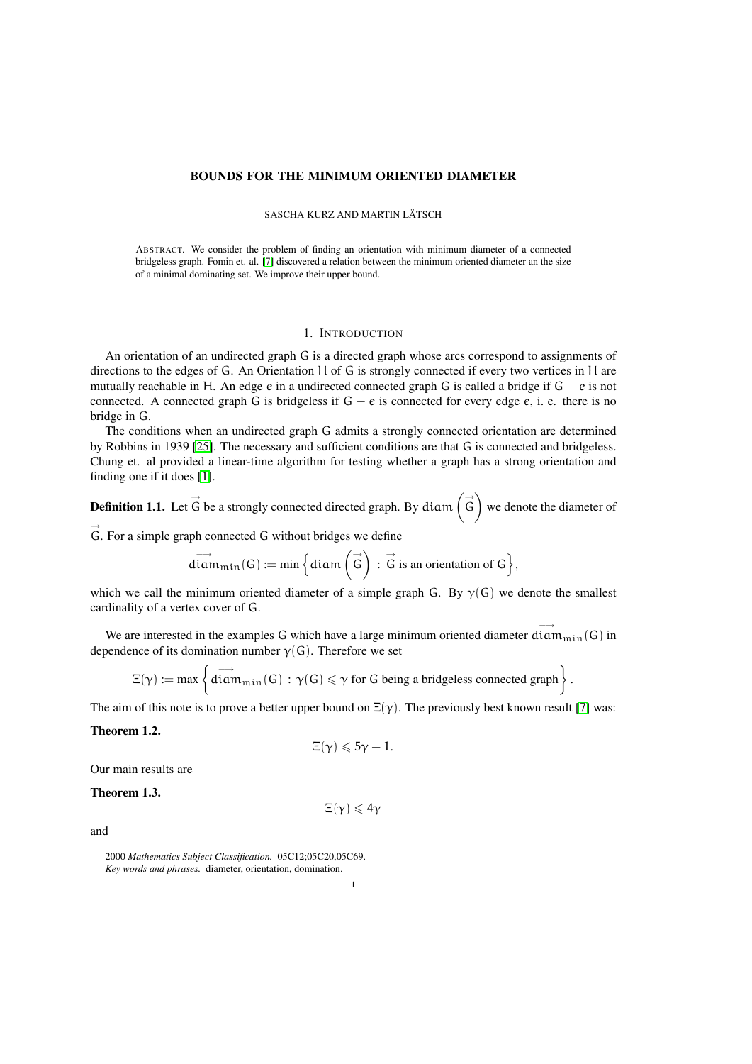# BOUNDS FOR THE MINIMUM ORIENTED DIAMETER

SASCHA KURZ AND MARTIN LÄTSCH

ABSTRACT. We consider the problem of finding an orientation with minimum diameter of a connected bridgeless graph. Fomin et. al. [7] discovered a relation between the minimum oriented diameter an the size of a minimal dominating set. We improve their upper bound.

## 1. INTRODUCTION

An orientation of an undirected graph G is a directed graph whose arcs correspond to assignments of directions to the edges of G. An Orientation H of G is strongly connected if every two vertices in H are mutually reachable in H. An edge e in a undirected connected graph G is called a bridge if $G - e$ is not connected. A connected graph G is bridgeless if $G - e$ is connected for every edge e, i. e. there is no bridge in G.

The conditions when an undirected graph G admits a strongly connected orientation are determined by Robbins in 1939 [25]. The necessary and sufficient conditions are that G is connected and bridgeless. Chung et. al provided a linear-time algorithm for testing whether a graph has a strong orientation and finding one if it does [1].

**Definition 1.1.** Let $\vec{G}$ be a strongly connected directed graph. By $\operatorname{diam}\left(\vec{G}\right)$ we denote the diameter of $\vec{G}$. For a simple graph connected G without bridges we define

$$\overrightarrow{\operatorname{diam}}_{min}(G) := \min\left\{\operatorname{diam}\left(\vec{G}\right) \,:\, \vec{G} \text{ is an orientation of } G\right\},$$

which we call the minimum oriented diameter of a simple graph G. By $\gamma(G)$ we denote the smallest cardinality of a vertex cover of G.

We are interested in the examples G which have a large minimum oriented diameter $\overrightarrow{\operatorname{diam}}_{min}(G)$ in dependence of its domination number $\gamma(G)$. Therefore we set

$$\Xi(\gamma) := \max\left\{\overrightarrow{\operatorname{diam}}_{min}(G) \,:\, \gamma(G) \leqslant \gamma \text{ for G being a bridgeless connected graph}\right\}.$$

The aim of this note is to prove a better upper bound on $\Xi(\gamma)$. The previously best known result [7] was:

**Theorem 1.2.**

$$\Xi(\gamma) \leqslant 5\gamma - 1.$$

Our main results are

**Theorem 1.3.**

$$\Xi(\gamma) \leqslant 4\gamma$$

and

2000 *Mathematics Subject Classification.* 05C12;05C20,05C69.
*Key words and phrases.* diameter, orientation, domination.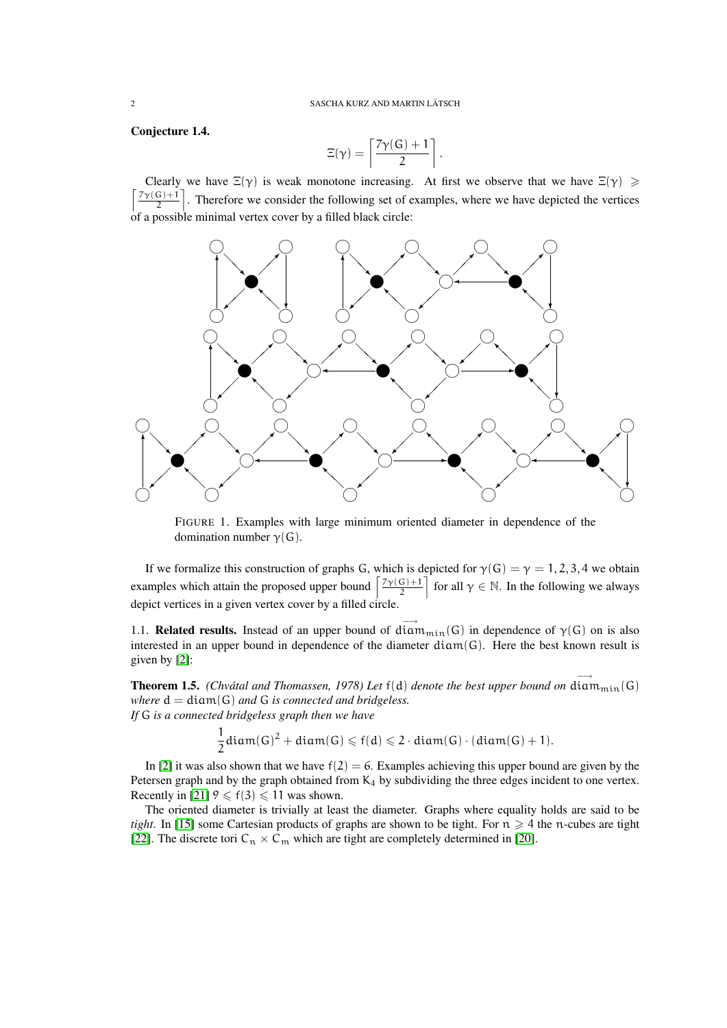**Conjecture 1.4.**

$$\Xi(\gamma) = \left\lceil \frac{7\gamma(G)+1}{2} \right\rceil.$$

Clearly we have $\Xi(\gamma)$ is weak monotone increasing. At first we observe that we have $\Xi(\gamma) \geqslant \left\lceil \frac{7\gamma(G)+1}{2} \right\rceil$. Therefore we consider the following set of examples, where we have depicted the vertices of a possible minimal vertex cover by a filled black circle:

FIGURE 1. Examples with large minimum oriented diameter in dependence of the domination number $\gamma(G)$.

If we formalize this construction of graphs G, which is depicted for $\gamma(G) = \gamma = 1, 2, 3, 4$ we obtain examples which attain the proposed upper bound $\left\lceil \frac{7\gamma(G)+1}{2} \right\rceil$ for all $\gamma \in \mathbb{N}$. In the following we always depict vertices in a given vertex cover by a filled circle.

1.1. **Related results.** Instead of an upper bound of $\overrightarrow{\mathrm{diam}}_{min}(G)$ in dependence of $\gamma(G)$ on is also interested in an upper bound in dependence of the diameter $\mathrm{diam}(G)$. Here the best known result is given by [2]:

**Theorem 1.5.** *(Chvátal and Thomassen, 1978) Let* $f(d)$ *denote the best upper bound on* $\overrightarrow{\mathrm{diam}}_{min}(G)$ *where* $d = \mathrm{diam}(G)$ *and* $G$ *is connected and bridgeless.*
*If* $G$ *is a connected bridgeless graph then we have*

$$\frac{1}{2}\mathrm{diam}(G)^2 + \mathrm{diam}(G) \leqslant f(d) \leqslant 2 \cdot \mathrm{diam}(G) \cdot (\mathrm{diam}(G) + 1).$$

In [2] it was also shown that we have $f(2) = 6$. Examples achieving this upper bound are given by the Petersen graph and by the graph obtained from $K_4$ by subdividing the three edges incident to one vertex. Recently in [21] $9 \leqslant f(3) \leqslant 11$ was shown.

The oriented diameter is trivially at least the diameter. Graphs where equality holds are said to be *tight*. In [15] some Cartesian products of graphs are shown to be tight. For $n \geqslant 4$ the $n$-cubes are tight [22]. The discrete tori $C_n \times C_m$ which are tight are completely determined in [20].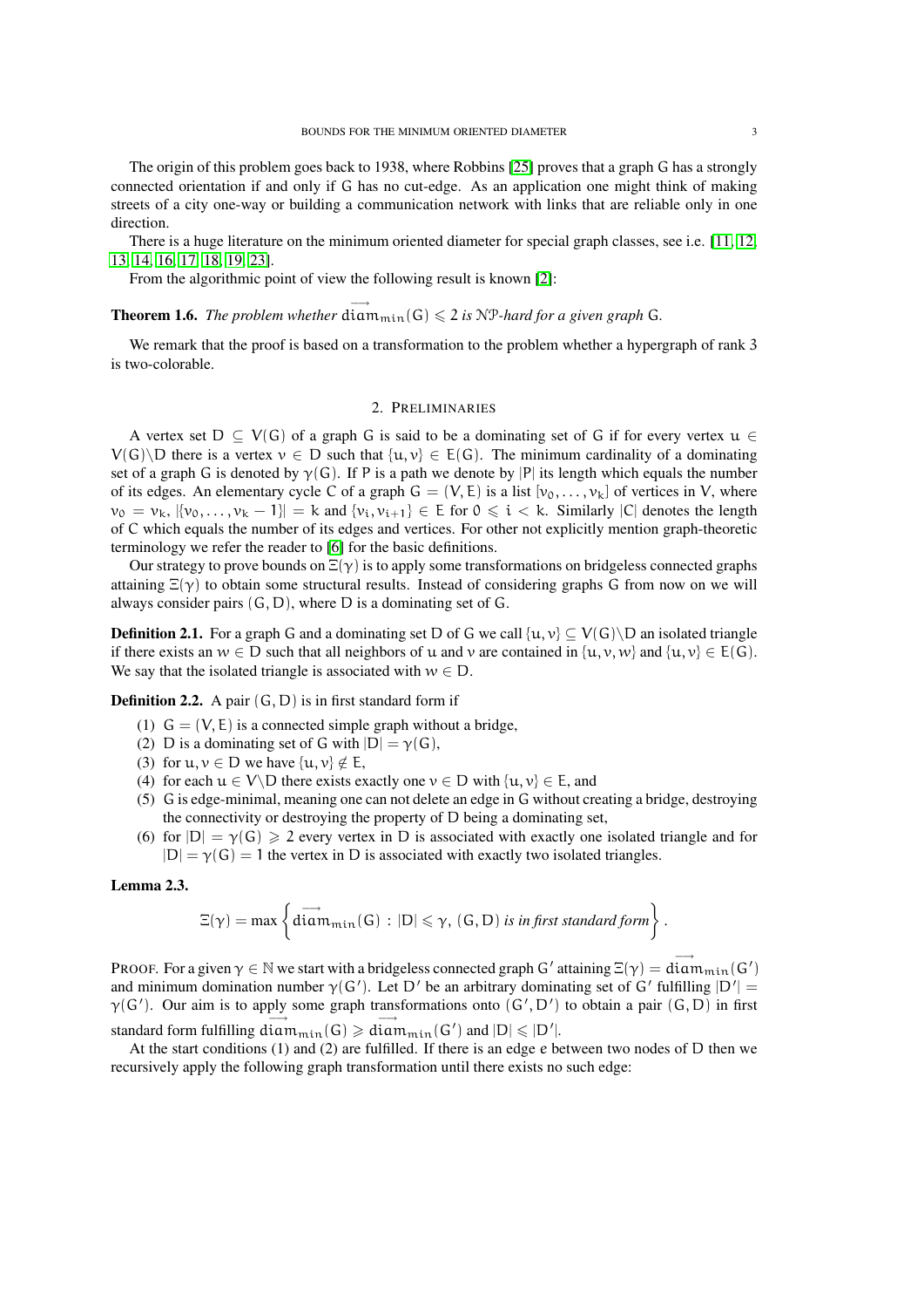The origin of this problem goes back to 1938, where Robbins [25] proves that a graph G has a strongly connected orientation if and only if G has no cut-edge. As an application one might think of making streets of a city one-way or building a communication network with links that are reliable only in one direction.

There is a huge literature on the minimum oriented diameter for special graph classes, see i.e. [11, 12, 13, 14, 16, 17, 18, 19, 23].

From the algorithmic point of view the following result is known [2]:

**Theorem 1.6.** *The problem whether $\overrightarrow{\text{diam}}_{min}(G) \leqslant 2$ is $\mathcal{NP}$-hard for a given graph $G$.*

We remark that the proof is based on a transformation to the problem whether a hypergraph of rank 3 is two-colorable.

## 2. Preliminaries

A vertex set $D \subseteq V(G)$ of a graph $G$ is said to be a dominating set of $G$ if for every vertex $u \in V(G) \backslash D$ there is a vertex $v \in D$ such that $\{u, v\} \in E(G)$. The minimum cardinality of a dominating set of a graph $G$ is denoted by $\gamma(G)$. If $P$ is a path we denote by $|P|$ its length which equals the number of its edges. An elementary cycle $C$ of a graph $G = (V, E)$ is a list $[v_0, \ldots, v_k]$ of vertices in $V$, where $v_0 = v_k$, $|\{v_0, \ldots, v_k - 1\}| = k$ and $\{v_i, v_{i+1}\} \in E$ for $0 \leqslant i < k$. Similarly $|C|$ denotes the length of $C$ which equals the number of its edges and vertices. For other not explicitly mention graph-theoretic terminology we refer the reader to [6] for the basic definitions.

Our strategy to prove bounds on $\Xi(\gamma)$ is to apply some transformations on bridgeless connected graphs attaining $\Xi(\gamma)$ to obtain some structural results. Instead of considering graphs $G$ from now on we will always consider pairs $(G, D)$, where $D$ is a dominating set of $G$.

**Definition 2.1.** For a graph $G$ and a dominating set $D$ of $G$ we call $\{u, v\} \subseteq V(G) \backslash D$ an isolated triangle if there exists an $w \in D$ such that all neighbors of $u$ and $v$ are contained in $\{u, v, w\}$ and $\{u, v\} \in E(G)$. We say that the isolated triangle is associated with $w \in D$.

**Definition 2.2.** A pair $(G, D)$ is in first standard form if

1. $G = (V, E)$ is a connected simple graph without a bridge,
2. $D$ is a dominating set of $G$ with $|D| = \gamma(G)$,
3. for $u, v \in D$ we have $\{u, v\} \notin E$,
4. for each $u \in V \backslash D$ there exists exactly one $v \in D$ with $\{u, v\} \in E$, and
5. $G$ is edge-minimal, meaning one can not delete an edge in $G$ without creating a bridge, destroying the connectivity or destroying the property of $D$ being a dominating set,
6. for $|D| = \gamma(G) \geqslant 2$ every vertex in $D$ is associated with exactly one isolated triangle and for $|D| = \gamma(G) = 1$ the vertex in $D$ is associated with exactly two isolated triangles.

**Lemma 2.3.**

$$\Xi(\gamma) = \max\left\{\overrightarrow{\text{diam}}_{min}(G) \,:\, |D| \leqslant \gamma,\ (G, D) \textit{ is in first standard form}\right\}.$$

Proof. For a given $\gamma \in \mathbb{N}$ we start with a bridgeless connected graph $G'$ attaining $\Xi(\gamma) = \overrightarrow{\text{diam}}_{min}(G')$ and minimum domination number $\gamma(G')$. Let $D'$ be an arbitrary dominating set of $G'$ fulfilling $|D'| = \gamma(G')$. Our aim is to apply some graph transformations onto $(G', D')$ to obtain a pair $(G, D)$ in first standard form fulfilling $\overrightarrow{\text{diam}}_{min}(G) \geqslant \overrightarrow{\text{diam}}_{min}(G')$ and $|D| \leqslant |D'|$.

At the start conditions (1) and (2) are fulfilled. If there is an edge $e$ between two nodes of $D$ then we recursively apply the following graph transformation until there exists no such edge: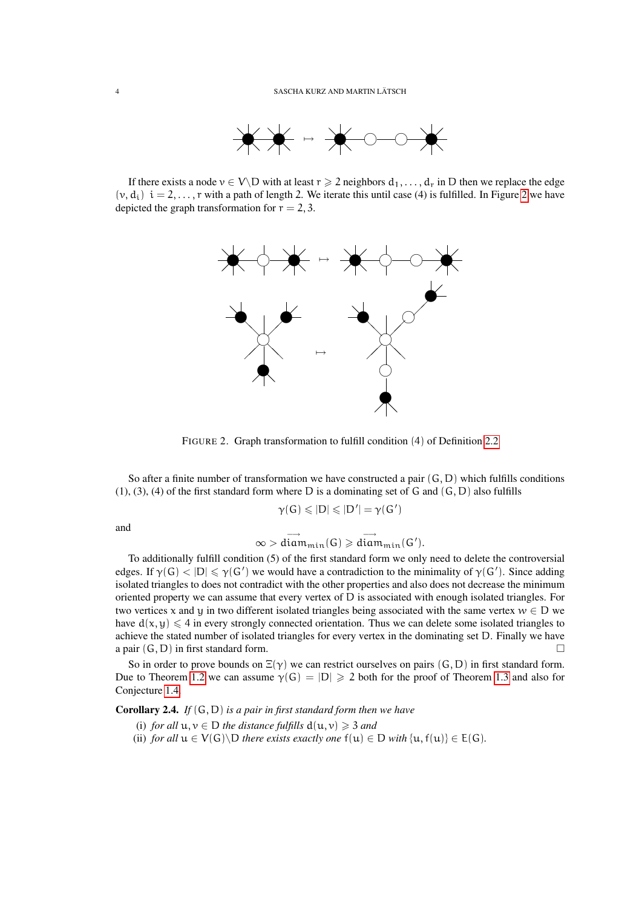If there exists a node $v \in V \backslash D$ with at least $r \geqslant 2$ neighbors $d_1, \ldots, d_r$ in $D$ then we replace the edge $(v, d_i)$ $i = 2, \ldots, r$ with a path of length 2. We iterate this until case (4) is fulfilled. In Figure 2 we have depicted the graph transformation for $r = 2, 3$.

FIGURE 2. Graph transformation to fulfill condition (4) of Definition 2.2

So after a finite number of transformation we have constructed a pair $(G, D)$ which fulfills conditions (1), (3), (4) of the first standard form where $D$ is a dominating set of $G$ and $(G, D)$ also fulfills

$$\gamma(G) \leqslant |D| \leqslant |D'| = \gamma(G')$$

and

$$\infty > \overrightarrow{diam}_{min}(G) \geqslant \overrightarrow{diam}_{min}(G').$$

To additionally fulfill condition (5) of the first standard form we only need to delete the controversial edges. If $\gamma(G) < |D| \leqslant \gamma(G')$ we would have a contradiction to the minimality of $\gamma(G')$. Since adding isolated triangles to does not contradict with the other properties and also does not decrease the minimum oriented property we can assume that every vertex of $D$ is associated with enough isolated triangles. For two vertices $x$ and $y$ in two different isolated triangles being associated with the same vertex $w \in D$ we have $d(x, y) \leqslant 4$ in every strongly connected orientation. Thus we can delete some isolated triangles to achieve the stated number of isolated triangles for every vertex in the dominating set $D$. Finally we have a pair $(G, D)$ in first standard form. □

So in order to prove bounds on $\Xi(\gamma)$ we can restrict ourselves on pairs $(G, D)$ in first standard form. Due to Theorem 1.2 we can assume $\gamma(G) = |D| \geqslant 2$ both for the proof of Theorem 1.3 and also for Conjecture 1.4.

**Corollary 2.4.** *If $(G, D)$ is a pair in first standard form then we have*

(i) *for all $u, v \in D$ the distance fulfills $d(u, v) \geqslant 3$ and*
(ii) *for all $u \in V(G) \backslash D$ there exists exactly one $f(u) \in D$ with $\{u, f(u)\} \in E(G)$.*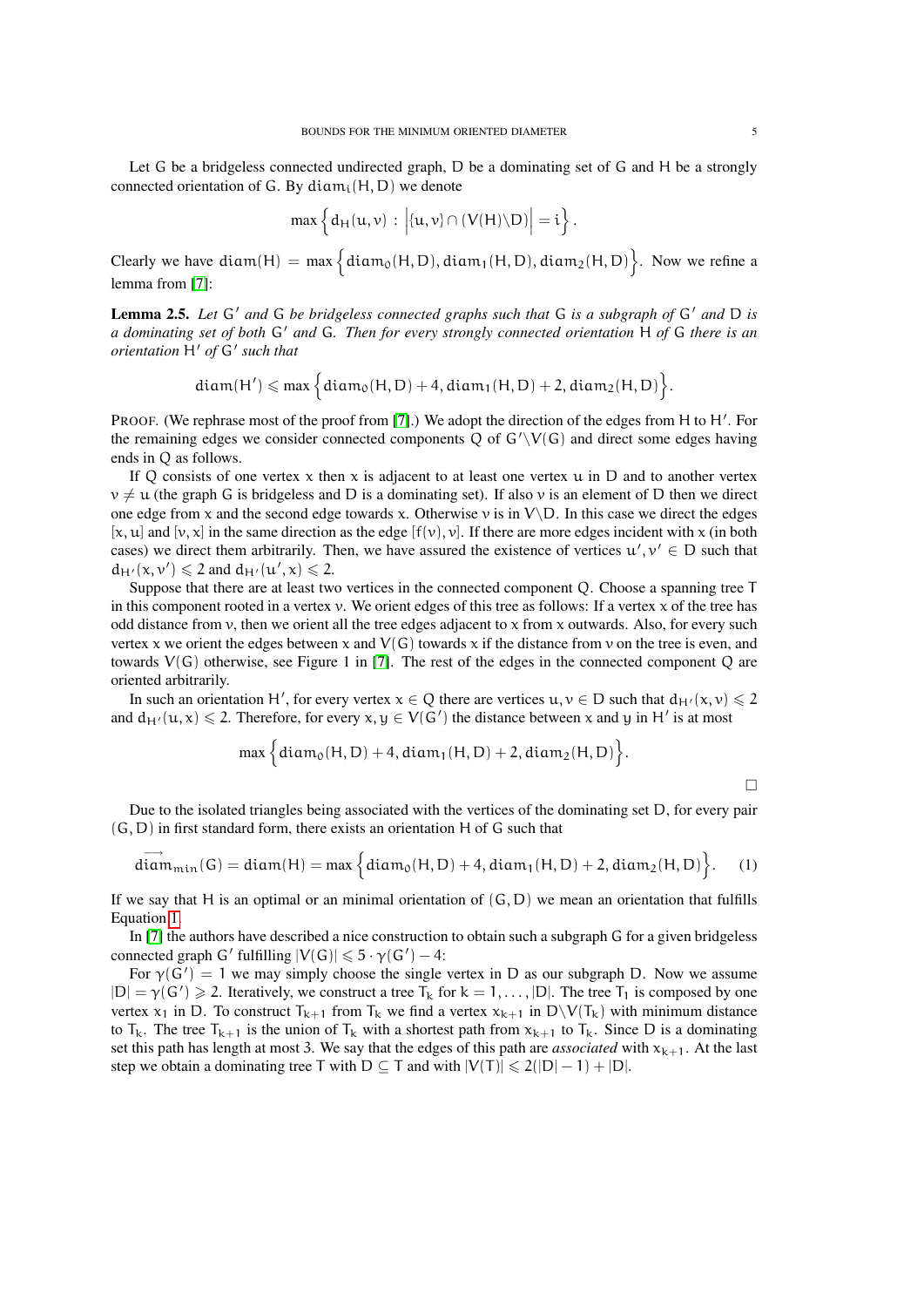Let $G$ be a bridgeless connected undirected graph, $D$ be a dominating set of $G$ and $H$ be a strongly connected orientation of $G$. By $\mathrm{diam}_i(H,D)$ we denote

$$\max\left\{ d_H(u,v) \,:\, \left|\{u,v\} \cap (V(H)\backslash D)\right| = i \right\}.$$

Clearly we have $\mathrm{diam}(H) = \max\left\{\mathrm{diam}_0(H,D), \mathrm{diam}_1(H,D), \mathrm{diam}_2(H,D)\right\}$. Now we refine a lemma from [7]:

**Lemma 2.5.** *Let $G'$ and $G$ be bridgeless connected graphs such that $G$ is a subgraph of $G'$ and $D$ is a dominating set of both $G'$ and $G$. Then for every strongly connected orientation $H$ of $G$ there is an orientation $H'$ of $G'$ such that*

$$\mathrm{diam}(H') \leqslant \max\left\{\mathrm{diam}_0(H,D)+4, \mathrm{diam}_1(H,D)+2, \mathrm{diam}_2(H,D)\right\}.$$

PROOF. (We rephrase most of the proof from [7].) We adopt the direction of the edges from $H$ to $H'$. For the remaining edges we consider connected components $Q$ of $G'\backslash V(G)$ and direct some edges having ends in $Q$ as follows.

If $Q$ consists of one vertex $x$ then $x$ is adjacent to at least one vertex $u$ in $D$ and to another vertex $v \neq u$ (the graph $G$ is bridgeless and $D$ is a dominating set). If also $v$ is an element of $D$ then we direct one edge from $x$ and the second edge towards $x$. Otherwise $v$ is in $V\backslash D$. In this case we direct the edges $[x,u]$ and $[v,x]$ in the same direction as the edge $[f(v),v]$. If there are more edges incident with $x$ (in both cases) we direct them arbitrarily. Then, we have assured the existence of vertices $u',v' \in D$ such that $d_{H'}(x,v') \leqslant 2$ and $d_{H'}(u',x) \leqslant 2$.

Suppose that there are at least two vertices in the connected component $Q$. Choose a spanning tree $T$ in this component rooted in a vertex $v$. We orient edges of this tree as follows: If a vertex $x$ of the tree has odd distance from $v$, then we orient all the tree edges adjacent to $x$ from $x$ outwards. Also, for every such vertex $x$ we orient the edges between $x$ and $V(G)$ towards $x$ if the distance from $v$ on the tree is even, and towards $V(G)$ otherwise, see Figure 1 in [7]. The rest of the edges in the connected component $Q$ are oriented arbitrarily.

In such an orientation $H'$, for every vertex $x \in Q$ there are vertices $u,v \in D$ such that $d_{H'}(x,v) \leqslant 2$ and $d_{H'}(u,x) \leqslant 2$. Therefore, for every $x,y \in V(G')$ the distance between $x$ and $y$ in $H'$ is at most

$$\max\left\{\mathrm{diam}_0(H,D)+4, \mathrm{diam}_1(H,D)+2, \mathrm{diam}_2(H,D)\right\}.$$

□

Due to the isolated triangles being associated with the vertices of the dominating set $D$, for every pair $(G,D)$ in first standard form, there exists an orientation $H$ of $G$ such that

$$\overrightarrow{\mathrm{diam}}_{min}(G) = \mathrm{diam}(H) = \max\left\{\mathrm{diam}_0(H,D)+4, \mathrm{diam}_1(H,D)+2, \mathrm{diam}_2(H,D)\right\}. \quad (1)$$

If we say that $H$ is an optimal or an minimal orientation of $(G,D)$ we mean an orientation that fulfills Equation 1.

In [7] the authors have described a nice construction to obtain such a subgraph $G$ for a given bridgeless connected graph $G'$ fulfilling $|V(G)| \leqslant 5 \cdot \gamma(G') - 4$:

For $\gamma(G') = 1$ we may simply choose the single vertex in $D$ as our subgraph $D$. Now we assume $|D| = \gamma(G') \geqslant 2$. Iteratively, we construct a tree $T_k$ for $k = 1, \ldots, |D|$. The tree $T_1$ is composed by one vertex $x_1$ in $D$. To construct $T_{k+1}$ from $T_k$ we find a vertex $x_{k+1}$ in $D\backslash V(T_k)$ with minimum distance to $T_k$. The tree $T_{k+1}$ is the union of $T_k$ with a shortest path from $x_{k+1}$ to $T_k$. Since $D$ is a dominating set this path has length at most 3. We say that the edges of this path are *associated* with $x_{k+1}$. At the last step we obtain a dominating tree $T$ with $D \subseteq T$ and with $|V(T)| \leqslant 2(|D|-1) + |D|$.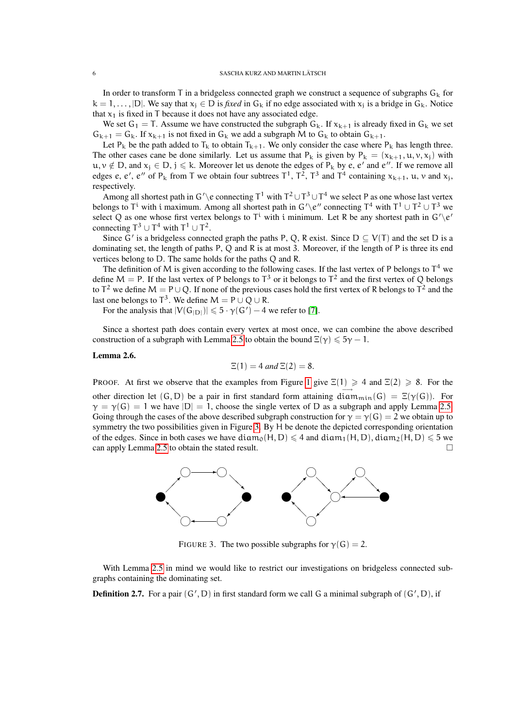In order to transform T in a bridgeless connected graph we construct a sequence of subgraphs $G_k$ for $k = 1, \ldots, |D|$. We say that $x_j \in D$ is *fixed* in $G_k$ if no edge associated with $x_j$ is a bridge in $G_k$. Notice that $x_1$ is fixed in T because it does not have any associated edge.

We set $G_1 = T$. Assume we have constructed the subgraph $G_k$. If $x_{k+1}$ is already fixed in $G_k$ we set $G_{k+1} = G_k$. If $x_{k+1}$ is not fixed in $G_k$ we add a subgraph M to $G_k$ to obtain $G_{k+1}$.

Let $P_k$ be the path added to $T_k$ to obtain $T_{k+1}$. We only consider the case where $P_k$ has length three. The other cases cane be done similarly. Let us assume that $P_k$ is given by $P_k = (x_{k+1}, u, v, x_j)$ with $u, v \notin D$, and $x_j \in D$, $j \leqslant k$. Moreover let us denote the edges of $P_k$ by $e$, $e'$ and $e''$. If we remove all edges $e$, $e'$, $e''$ of $P_k$ from T we obtain four subtrees $T^1$, $T^2$, $T^3$ and $T^4$ containing $x_{k+1}$, $u$, $v$ and $x_j$, respectively.

Among all shortest path in $G'\backslash e$ connecting $T^1$ with $T^2 \cup T^3 \cup T^4$ we select P as one whose last vertex belongs to $T^i$ with i maximum. Among all shortest path in $G'\backslash e''$ connecting $T^4$ with $T^1 \cup T^2 \cup T^3$ we select Q as one whose first vertex belongs to $T^i$ with i minimum. Let R be any shortest path in $G'\backslash e'$ connecting $T^3 \cup T^4$ with $T^1 \cup T^2$.

Since $G'$ is a bridgeless connected graph the paths P, Q, R exist. Since $D \subseteq V(T)$ and the set D is a dominating set, the length of paths P, Q and R is at most 3. Moreover, if the length of P is three its end vertices belong to D. The same holds for the paths Q and R.

The definition of M is given according to the following cases. If the last vertex of P belongs to $T^4$ we define $M = P$. If the last vertex of P belongs to $T^3$ or it belongs to $T^2$ and the first vertex of Q belongs to $T^2$ we define $M = P \cup Q$. If none of the previous cases hold the first vertex of R belongs to $T^2$ and the last one belongs to $T^3$. We define $M = P \cup Q \cup R$.

For the analysis that $|V(G_{|D|})| \leqslant 5 \cdot \gamma(G') - 4$ we refer to [7].

Since a shortest path does contain every vertex at most once, we can combine the above described construction of a subgraph with Lemma 2.5 to obtain the bound $\Xi(\gamma) \leqslant 5\gamma - 1$.

**Lemma 2.6.**

$$\Xi(1) = 4 \text{ and } \Xi(2) = 8.$$

PROOF. At first we observe that the examples from Figure 1 give $\Xi(1) \geqslant 4$ and $\Xi(2) \geqslant 8$. For the other direction let $(G, D)$ be a pair in first standard form attaining $\overrightarrow{\text{diam}}_{\min}(G) = \Xi(\gamma(G))$. For $\gamma = \gamma(G) = 1$ we have $|D| = 1$, choose the single vertex of D as a subgraph and apply Lemma 2.5. Going through the cases of the above described subgraph construction for $\gamma = \gamma(G) = 2$ we obtain up to symmetry the two possibilities given in Figure 3. By H be denote the depicted corresponding orientation of the edges. Since in both cases we have $\text{diam}_0(H, D) \leqslant 4$ and $\text{diam}_1(H, D), \text{diam}_2(H, D) \leqslant 5$ we can apply Lemma 2.5 to obtain the stated result. □

FIGURE 3. The two possible subgraphs for $\gamma(G) = 2$.

With Lemma 2.5 in mind we would like to restrict our investigations on bridgeless connected subgraphs containing the dominating set.

**Definition 2.7.** For a pair $(G', D)$ in first standard form we call G a minimal subgraph of $(G', D)$, if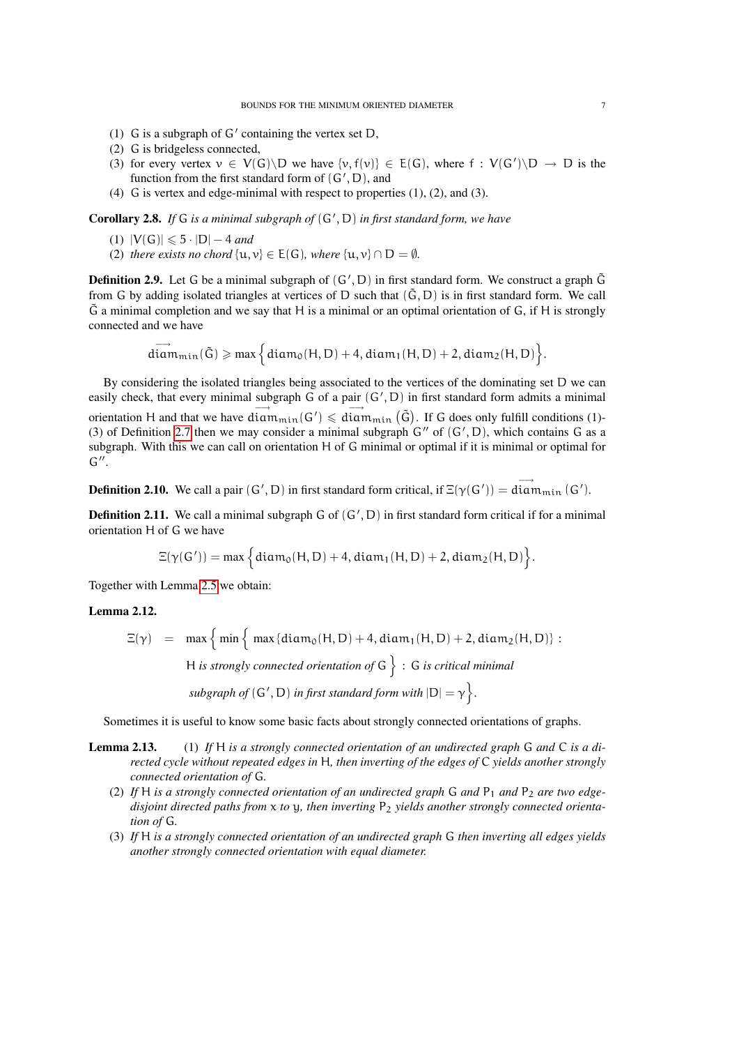(1) $G$ is a subgraph of $G'$ containing the vertex set $D$,
(2) $G$ is bridgeless connected,
(3) for every vertex $v \in V(G)\backslash D$ we have $\{v, f(v)\} \in E(G)$, where $f : V(G')\backslash D \to D$ is the function from the first standard form of $(G', D)$, and
(4) $G$ is vertex and edge-minimal with respect to properties (1), (2), and (3).

**Corollary 2.8.** *If $G$ is a minimal subgraph of $(G', D)$ in first standard form, we have*

(1) $|V(G)| \leqslant 5 \cdot |D| - 4$ *and*
(2) *there exists no chord $\{u, v\} \in E(G)$, where $\{u, v\} \cap D = \emptyset$.*

**Definition 2.9.** Let $G$ be a minimal subgraph of $(G', D)$ in first standard form. We construct a graph $\tilde{G}$ from $G$ by adding isolated triangles at vertices of $D$ such that $(\tilde{G}, D)$ is in first standard form. We call $\tilde{G}$ a minimal completion and we say that $H$ is a minimal or an optimal orientation of $G$, if $H$ is strongly connected and we have

$$\overrightarrow{\mathrm{diam}}_{min}(\tilde{G}) \geqslant \max\Big\{\mathrm{diam}_0(H, D) + 4, \mathrm{diam}_1(H, D) + 2, \mathrm{diam}_2(H, D)\Big\}.$$

By considering the isolated triangles being associated to the vertices of the dominating set $D$ we can easily check, that every minimal subgraph $G$ of a pair $(G', D)$ in first standard form admits a minimal orientation $H$ and that we have $\overrightarrow{\mathrm{diam}}_{min}(G') \leqslant \overrightarrow{\mathrm{diam}}_{min}\left(\tilde{G}\right)$. If $G$ does only fulfill conditions (1)-(3) of Definition 2.7 then we may consider a minimal subgraph $G''$ of $(G', D)$, which contains $G$ as a subgraph. With this we can call on orientation $H$ of $G$ minimal or optimal if it is minimal or optimal for $G''$.

**Definition 2.10.** We call a pair $(G', D)$ in first standard form critical, if $\Xi(\gamma(G')) = \overrightarrow{\mathrm{diam}}_{min}(G')$.

**Definition 2.11.** We call a minimal subgraph $G$ of $(G', D)$ in first standard form critical if for a minimal orientation $H$ of $G$ we have

$$\Xi(\gamma(G')) = \max\Big\{\mathrm{diam}_0(H, D) + 4, \mathrm{diam}_1(H, D) + 2, \mathrm{diam}_2(H, D)\Big\}.$$

Together with Lemma 2.5 we obtain:

**Lemma 2.12.**

$$\begin{aligned}\Xi(\gamma) \;=\; & \max\Big\{\min\Big\{\max\{\mathrm{diam}_0(H, D) + 4, \mathrm{diam}_1(H, D) + 2, \mathrm{diam}_2(H, D)\} : \\ & H \textit{ is strongly connected orientation of } G\Big\} : G \textit{ is critical minimal} \\ & \textit{subgraph of } (G', D) \textit{ in first standard form with } |D| = \gamma\Big\}.\end{aligned}$$

Sometimes it is useful to know some basic facts about strongly connected orientations of graphs.

**Lemma 2.13.** (1) *If $H$ is a strongly connected orientation of an undirected graph $G$ and $C$ is a directed cycle without repeated edges in $H$, then inverting of the edges of $C$ yields another strongly connected orientation of $G$.*
(2) *If $H$ is a strongly connected orientation of an undirected graph $G$ and $P_1$ and $P_2$ are two edge-disjoint directed paths from $x$ to $y$, then inverting $P_2$ yields another strongly connected orientation of $G$.*
(3) *If $H$ is a strongly connected orientation of an undirected graph $G$ then inverting all edges yields another strongly connected orientation with equal diameter.*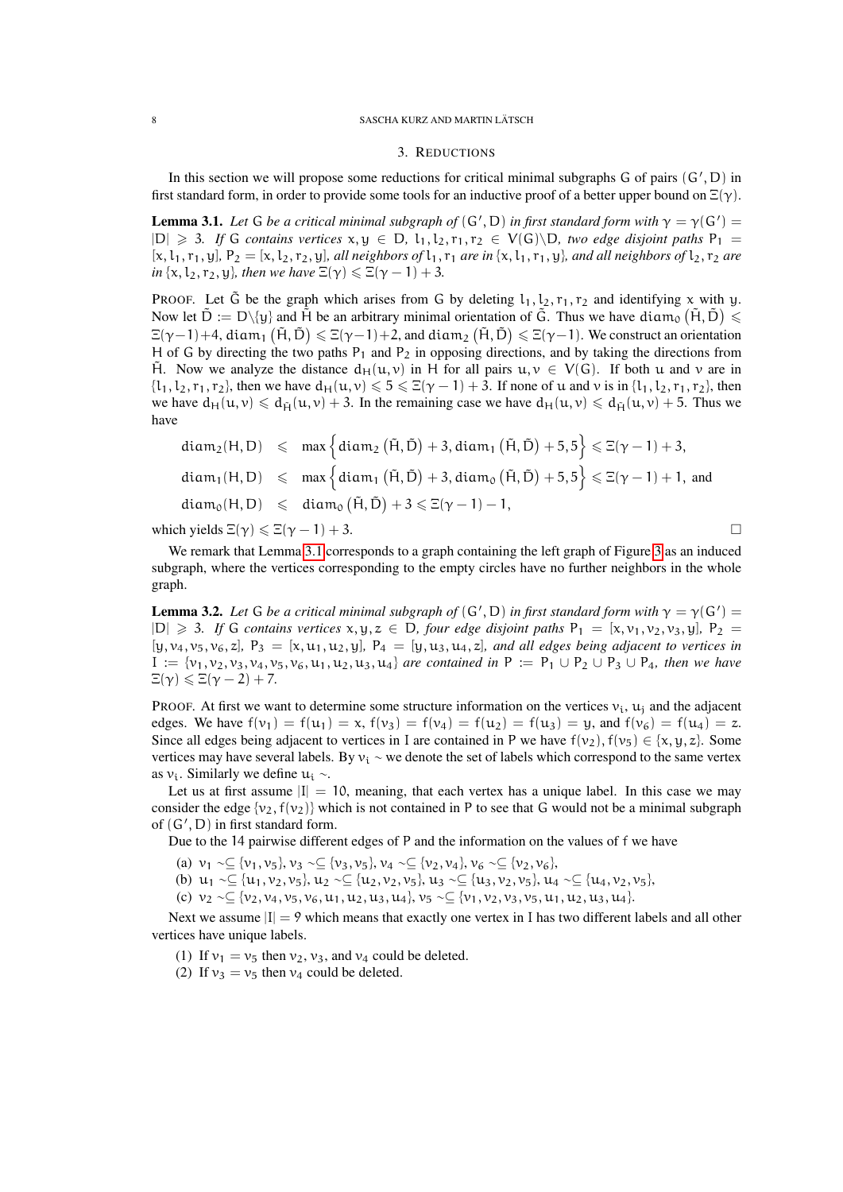## 3. Reductions

In this section we will propose some reductions for critical minimal subgraphs $G$ of pairs $(G', D)$ in first standard form, in order to provide some tools for an inductive proof of a better upper bound on $\Xi(\gamma)$.

**Lemma 3.1.** *Let $G$ be a critical minimal subgraph of $(G', D)$ in first standard form with $\gamma = \gamma(G') = |D| \geqslant 3$. If $G$ contains vertices $x, y \in D$, $l_1, l_2, r_1, r_2 \in V(G)\backslash D$, two edge disjoint paths $P_1 = [x, l_1, r_1, y]$, $P_2 = [x, l_2, r_2, y]$, all neighbors of $l_1, r_1$ are in $\{x, l_1, r_1, y\}$, and all neighbors of $l_2, r_2$ are in $\{x, l_2, r_2, y\}$, then we have $\Xi(\gamma) \leqslant \Xi(\gamma - 1) + 3$.*

Proof. Let $\tilde{G}$ be the graph which arises from $G$ by deleting $l_1, l_2, r_1, r_2$ and identifying $x$ with $y$. Now let $\tilde{D} := D\backslash\{y\}$ and $\tilde{H}$ be an arbitrary minimal orientation of $\tilde{G}$. Thus we have $\operatorname{diam}_0\left(\tilde{H}, \tilde{D}\right) \leqslant \Xi(\gamma-1)+4$, $\operatorname{diam}_1\left(\tilde{H}, \tilde{D}\right) \leqslant \Xi(\gamma-1)+2$, and $\operatorname{diam}_2\left(\tilde{H}, \tilde{D}\right) \leqslant \Xi(\gamma-1)$. We construct an orientation $H$ of $G$ by directing the two paths $P_1$ and $P_2$ in opposing directions, and by taking the directions from $\tilde{H}$. Now we analyze the distance $d_H(u, v)$ in $H$ for all pairs $u, v \in V(G)$. If both $u$ and $v$ are in $\{l_1, l_2, r_1, r_2\}$, then we have $d_H(u, v) \leqslant 5 \leqslant \Xi(\gamma - 1) + 3$. If none of $u$ and $v$ is in $\{l_1, l_2, r_1, r_2\}$, then we have $d_H(u, v) \leqslant d_{\tilde{H}}(u, v) + 3$. In the remaining case we have $d_H(u, v) \leqslant d_{\tilde{H}}(u, v) + 5$. Thus we have

$$
\begin{aligned}
\operatorname{diam}_2(H, D) &\leqslant \max\left\{\operatorname{diam}_2\left(\tilde{H}, \tilde{D}\right) + 3, \operatorname{diam}_1\left(\tilde{H}, \tilde{D}\right) + 5, 5\right\} \leqslant \Xi(\gamma - 1) + 3,\\
\operatorname{diam}_1(H, D) &\leqslant \max\left\{\operatorname{diam}_1\left(\tilde{H}, \tilde{D}\right) + 3, \operatorname{diam}_0\left(\tilde{H}, \tilde{D}\right) + 5, 5\right\} \leqslant \Xi(\gamma - 1) + 1, \text{ and}\\
\operatorname{diam}_0(H, D) &\leqslant \operatorname{diam}_0\left(\tilde{H}, \tilde{D}\right) + 3 \leqslant \Xi(\gamma - 1) - 1,
\end{aligned}
$$

which yields $\Xi(\gamma) \leqslant \Xi(\gamma - 1) + 3$. □

We remark that Lemma 3.1 corresponds to a graph containing the left graph of Figure 3 as an induced subgraph, where the vertices corresponding to the empty circles have no further neighbors in the whole graph.

**Lemma 3.2.** *Let $G$ be a critical minimal subgraph of $(G', D)$ in first standard form with $\gamma = \gamma(G') = |D| \geqslant 3$. If $G$ contains vertices $x, y, z \in D$, four edge disjoint paths $P_1 = [x, v_1, v_2, v_3, y]$, $P_2 = [y, v_4, v_5, v_6, z]$, $P_3 = [x, u_1, u_2, y]$, $P_4 = [y, u_3, u_4, z]$, and all edges being adjacent to vertices in $I := \{v_1, v_2, v_3, v_4, v_5, v_6, u_1, u_2, u_3, u_4\}$ are contained in $P := P_1 \cup P_2 \cup P_3 \cup P_4$, then we have $\Xi(\gamma) \leqslant \Xi(\gamma - 2) + 7$.*

Proof. At first we want to determine some structure information on the vertices $v_i$, $u_j$ and the adjacent edges. We have $f(v_1) = f(u_1) = x$, $f(v_3) = f(v_4) = f(u_2) = f(u_3) = y$, and $f(v_6) = f(u_4) = z$. Since all edges being adjacent to vertices in $I$ are contained in $P$ we have $f(v_2), f(v_5) \in \{x, y, z\}$. Some vertices may have several labels. By $v_i \sim$ we denote the set of labels which correspond to the same vertex as $v_i$. Similarly we define $u_i \sim$.

Let us at first assume $|I| = 10$, meaning, that each vertex has a unique label. In this case we may consider the edge $\{v_2, f(v_2)\}$ which is not contained in $P$ to see that $G$ would not be a minimal subgraph of $(G', D)$ in first standard form.

Due to the 14 pairwise different edges of $P$ and the information on the values of $f$ we have

(a) $v_1 \sim\subseteq \{v_1, v_5\}$, $v_3 \sim\subseteq \{v_3, v_5\}$, $v_4 \sim\subseteq \{v_2, v_4\}$, $v_6 \sim\subseteq \{v_2, v_6\}$,
(b) $u_1 \sim\subseteq \{u_1, v_2, v_5\}$, $u_2 \sim\subseteq \{u_2, v_2, v_5\}$, $u_3 \sim\subseteq \{u_3, v_2, v_5\}$, $u_4 \sim\subseteq \{u_4, v_2, v_5\}$,
(c) $v_2 \sim\subseteq \{v_2, v_4, v_5, v_6, u_1, u_2, u_3, u_4\}$, $v_5 \sim\subseteq \{v_1, v_2, v_3, v_5, u_1, u_2, u_3, u_4\}$.

Next we assume $|I| = 9$ which means that exactly one vertex in $I$ has two different labels and all other vertices have unique labels.

(1) If $v_1 = v_5$ then $v_2$, $v_3$, and $v_4$ could be deleted.
(2) If $v_3 = v_5$ then $v_4$ could be deleted.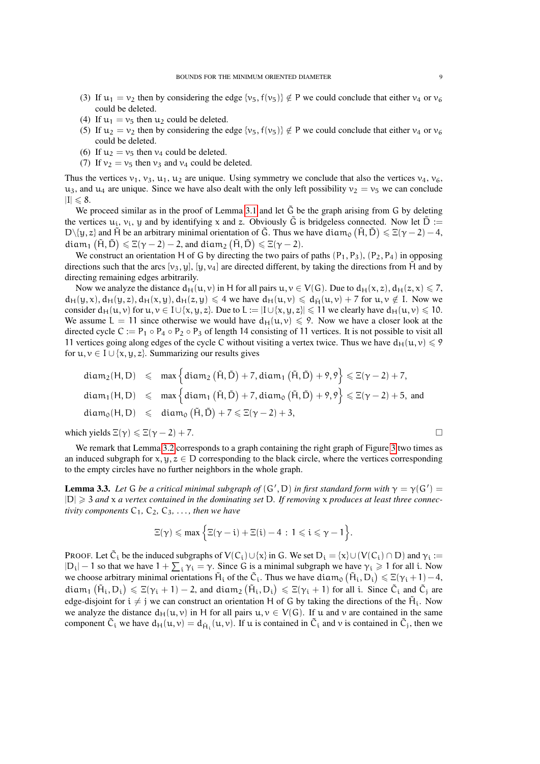(3) If $u_1 = v_2$ then by considering the edge $\{v_5, f(v_5)\} \notin P$ we could conclude that either $v_4$ or $v_6$ could be deleted.
(4) If $u_1 = v_5$ then $u_2$ could be deleted.
(5) If $u_2 = v_2$ then by considering the edge $\{v_5, f(v_5)\} \notin P$ we could conclude that either $v_4$ or $v_6$ could be deleted.
(6) If $u_2 = v_5$ then $v_4$ could be deleted.
(7) If $v_2 = v_5$ then $v_3$ and $v_4$ could be deleted.

Thus the vertices $v_1$, $v_3$, $u_1$, $u_2$ are unique. Using symmetry we conclude that also the vertices $v_4$, $v_6$, $u_3$, and $u_4$ are unique. Since we have also dealt with the only left possibility $v_2 = v_5$ we can conclude $|I| \leqslant 8$.

We proceed similar as in the proof of Lemma 3.1 and let $\tilde{G}$ be the graph arising from G by deleting the vertices $u_i$, $v_i$, $y$ and by identifying $x$ and $z$. Obviously $\tilde{G}$ is bridgeless connected. Now let $\tilde{D} := D \backslash \{y, z\}$ and $\tilde{H}$ be an arbitrary minimal orientation of $\tilde{G}$. Thus we have $\text{diam}_0\left(\tilde{H}, \tilde{D}\right) \leqslant \Xi(\gamma-2)-4$, $\text{diam}_1\left(\tilde{H}, \tilde{D}\right) \leqslant \Xi(\gamma-2)-2$, and $\text{diam}_2\left(\tilde{H}, \tilde{D}\right) \leqslant \Xi(\gamma-2)$.

We construct an orientation H of G by directing the two pairs of paths $(P_1, P_3)$, $(P_2, P_4)$ in opposing directions such that the arcs $[v_3, y]$, $[y, v_4]$ are directed different, by taking the directions from $\tilde{H}$ and by directing remaining edges arbitrarily.

Now we analyze the distance $d_H(u, v)$ in H for all pairs $u, v \in V(G)$. Due to $d_H(x, z), d_H(z, x) \leqslant 7$, $d_H(y, x), d_H(y, z), d_H(x, y), d_H(z, y) \leqslant 4$ we have $d_H(u, v) \leqslant d_{\tilde{H}}(u, v) + 7$ for $u, v \notin I$. Now we consider $d_H(u, v)$ for $u, v \in I \cup \{x, y, z\}$. Due to $L := |I \cup \{x, y, z\}| \leqslant 11$ we clearly have $d_H(u, v) \leqslant 10$. We assume $L = 11$ since otherwise we would have $d_H(u, v) \leqslant 9$. Now we have a closer look at the directed cycle $C := P_1 \circ P_4 \circ P_2 \circ P_3$ of length 14 consisting of 11 vertices. It is not possible to visit all 11 vertices going along edges of the cycle C without visiting a vertex twice. Thus we have $d_H(u, v) \leqslant 9$ for $u, v \in I \cup \{x, y, z\}$. Summarizing our results gives

$$
\begin{aligned}
\text{diam}_2(H, D) &\leqslant \max\left\{\text{diam}_2\left(\tilde{H}, \tilde{D}\right) + 7, \text{diam}_1\left(\tilde{H}, \tilde{D}\right) + 9, 9\right\} \leqslant \Xi(\gamma-2) + 7, \\
\text{diam}_1(H, D) &\leqslant \max\left\{\text{diam}_1\left(\tilde{H}, \tilde{D}\right) + 7, \text{diam}_0\left(\tilde{H}, \tilde{D}\right) + 9, 9\right\} \leqslant \Xi(\gamma-2) + 5, \text{ and} \\
\text{diam}_0(H, D) &\leqslant \text{diam}_0\left(\tilde{H}, \tilde{D}\right) + 7 \leqslant \Xi(\gamma-2) + 3,
\end{aligned}
$$

which yields $\Xi(\gamma) \leqslant \Xi(\gamma-2) + 7$. □

We remark that Lemma 3.2 corresponds to a graph containing the right graph of Figure 3 two times as an induced subgraph for $x, y, z \in D$ corresponding to the black circle, where the vertices corresponding to the empty circles have no further neighbors in the whole graph.

**Lemma 3.3.** *Let* G *be a critical minimal subgraph of* $(G', D)$ *in first standard form with* $\gamma = \gamma(G') = |D| \geqslant 3$ *and* $x$ *a vertex contained in the dominating set* D*. If removing* $x$ *produces at least three connectivity components* $C_1$*,* $C_2$*,* $C_3$*,* …*, then we have*

$$
\Xi(\gamma) \leqslant \max\left\{\Xi(\gamma - i) + \Xi(i) - 4 \,:\, 1 \leqslant i \leqslant \gamma - 1\right\}.
$$

PROOF. Let $\tilde{C}_i$ be the induced subgraphs of $V(C_i) \cup \{x\}$ in G. We set $D_i = \{x\} \cup (V(C_i) \cap D)$ and $\gamma_i := |D_i| - 1$ so that we have $1 + \sum_i \gamma_i = \gamma$. Since G is a minimal subgraph we have $\gamma_i \geqslant 1$ for all $i$. Now we choose arbitrary minimal orientations $\tilde{H}_i$ of the $\tilde{C}_i$. Thus we have $\text{diam}_0\left(\tilde{H}_i, D_i\right) \leqslant \Xi(\gamma_i + 1) - 4$, $\text{diam}_1\left(\tilde{H}_i, D_i\right) \leqslant \Xi(\gamma_i + 1) - 2$, and $\text{diam}_2\left(\tilde{H}_i, D_i\right) \leqslant \Xi(\gamma_i + 1)$ for all $i$. Since $\tilde{C}_i$ and $\tilde{C}_j$ are edge-disjoint for $i \neq j$ we can construct an orientation H of G by taking the directions of the $\tilde{H}_i$. Now we analyze the distance $d_H(u, v)$ in H for all pairs $u, v \in V(G)$. If $u$ and $v$ are contained in the same component $\tilde{C}_i$ we have $d_H(u, v) = d_{\tilde{H}_i}(u, v)$. If $u$ is contained in $\tilde{C}_i$ and $v$ is contained in $\tilde{C}_j$, then we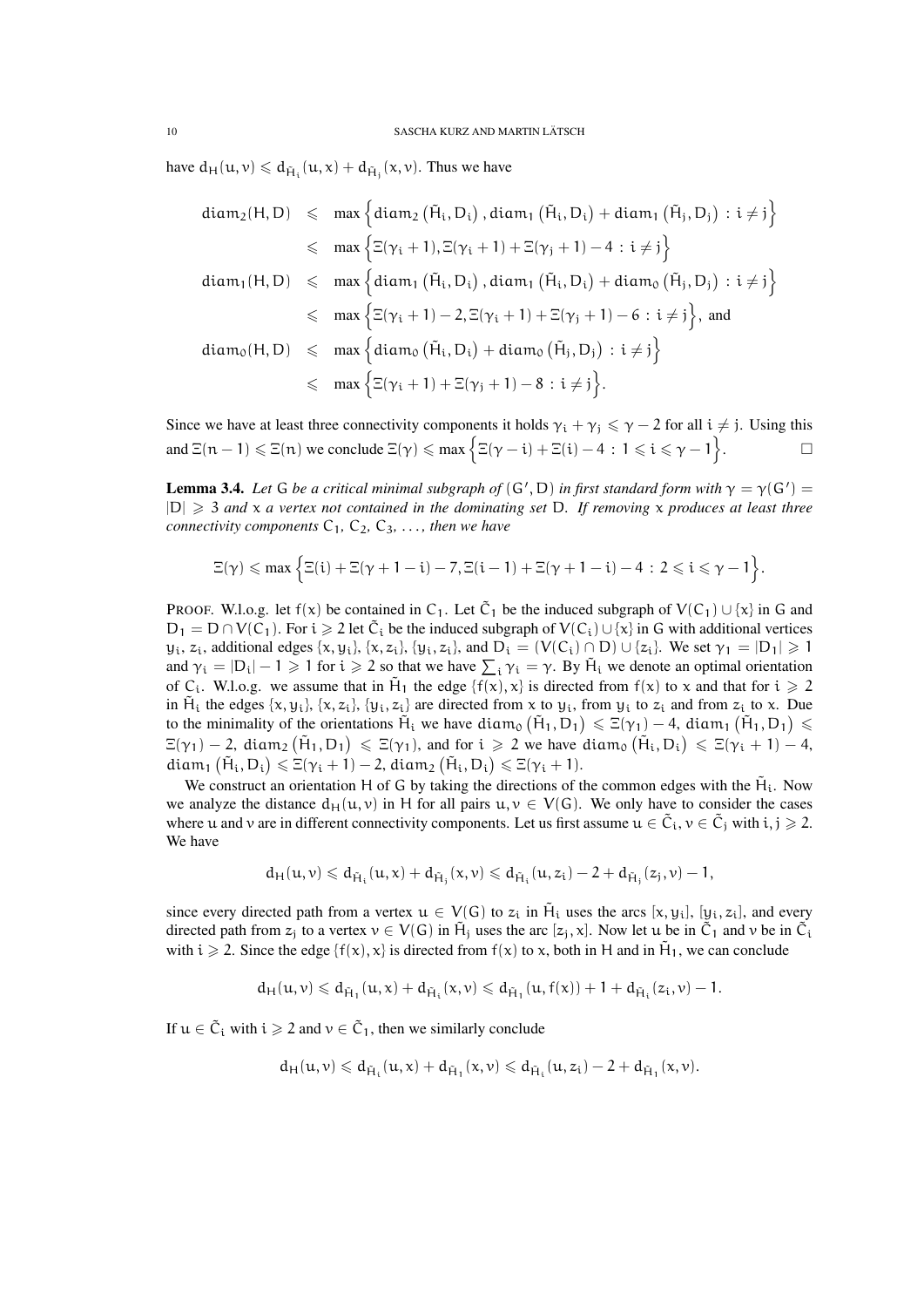have $d_H(u,v) \leqslant d_{\tilde{H}_i}(u,x) + d_{\tilde{H}_j}(x,v)$. Thus we have

$$
\begin{aligned}
\operatorname{diam}_2(H,D) &\leqslant \max\left\{\operatorname{diam}_2\left(\tilde{H}_i, D_i\right), \operatorname{diam}_1\left(\tilde{H}_i, D_i\right) + \operatorname{diam}_1\left(\tilde{H}_j, D_j\right) \,:\, i \neq j\right\} \\
&\leqslant \max\left\{\Xi(\gamma_i+1), \Xi(\gamma_i+1) + \Xi(\gamma_j+1) - 4 \,:\, i \neq j\right\} \\
\operatorname{diam}_1(H,D) &\leqslant \max\left\{\operatorname{diam}_1\left(\tilde{H}_i, D_i\right), \operatorname{diam}_1\left(\tilde{H}_i, D_i\right) + \operatorname{diam}_0\left(\tilde{H}_j, D_j\right) \,:\, i \neq j\right\} \\
&\leqslant \max\left\{\Xi(\gamma_i+1) - 2, \Xi(\gamma_i+1) + \Xi(\gamma_j+1) - 6 \,:\, i \neq j\right\}, \text{ and} \\
\operatorname{diam}_0(H,D) &\leqslant \max\left\{\operatorname{diam}_0\left(\tilde{H}_i, D_i\right) + \operatorname{diam}_0\left(\tilde{H}_j, D_j\right) \,:\, i \neq j\right\} \\
&\leqslant \max\left\{\Xi(\gamma_i+1) + \Xi(\gamma_j+1) - 8 \,:\, i \neq j\right\}.
\end{aligned}
$$

Since we have at least three connectivity components it holds $\gamma_i + \gamma_j \leqslant \gamma - 2$ for all $i \neq j$. Using this and $\Xi(n-1) \leqslant \Xi(n)$ we conclude $\Xi(\gamma) \leqslant \max\left\{\Xi(\gamma - i) + \Xi(i) - 4 \,:\, 1 \leqslant i \leqslant \gamma - 1\right\}$. □

**Lemma 3.4.** *Let $G$ be a critical minimal subgraph of $(G', D)$ in first standard form with $\gamma = \gamma(G') = |D| \geqslant 3$ and $x$ a vertex not contained in the dominating set $D$. If removing $x$ produces at least three connectivity components $C_1$, $C_2$, $C_3$, …, then we have*

$$
\Xi(\gamma) \leqslant \max\left\{\Xi(i) + \Xi(\gamma+1-i) - 7, \Xi(i-1) + \Xi(\gamma+1-i) - 4 \,:\, 2 \leqslant i \leqslant \gamma - 1\right\}.
$$

PROOF. W.l.o.g. let $f(x)$ be contained in $C_1$. Let $\tilde{C}_1$ be the induced subgraph of $V(C_1) \cup \{x\}$ in $G$ and $D_1 = D \cap V(C_1)$. For $i \geqslant 2$ let $\tilde{C}_i$ be the induced subgraph of $V(C_i) \cup \{x\}$ in $G$ with additional vertices $y_i$, $z_i$, additional edges $\{x, y_i\}$, $\{x, z_i\}$, $\{y_i, z_i\}$, and $D_i = (V(C_i) \cap D) \cup \{z_i\}$. We set $\gamma_1 = |D_1| \geqslant 1$ and $\gamma_i = |D_i| - 1 \geqslant 1$ for $i \geqslant 2$ so that we have $\sum_i \gamma_i = \gamma$. By $\tilde{H}_i$ we denote an optimal orientation of $C_i$. W.l.o.g. we assume that in $\tilde{H}_1$ the edge $\{f(x), x\}$ is directed from $f(x)$ to $x$ and that for $i \geqslant 2$ in $\tilde{H}_i$ the edges $\{x, y_i\}$, $\{x, z_i\}$, $\{y_i, z_i\}$ are directed from $x$ to $y_i$, from $y_i$ to $z_i$ and from $z_i$ to $x$. Due to the minimality of the orientations $\tilde{H}_i$ we have $\operatorname{diam}_0\left(\tilde{H}_1, D_1\right) \leqslant \Xi(\gamma_1) - 4$, $\operatorname{diam}_1\left(\tilde{H}_1, D_1\right) \leqslant \Xi(\gamma_1) - 2$, $\operatorname{diam}_2\left(\tilde{H}_1, D_1\right) \leqslant \Xi(\gamma_1)$, and for $i \geqslant 2$ we have $\operatorname{diam}_0\left(\tilde{H}_i, D_i\right) \leqslant \Xi(\gamma_i+1) - 4$, $\operatorname{diam}_1\left(\tilde{H}_i, D_i\right) \leqslant \Xi(\gamma_i+1) - 2$, $\operatorname{diam}_2\left(\tilde{H}_i, D_i\right) \leqslant \Xi(\gamma_i+1)$.

We construct an orientation $H$ of $G$ by taking the directions of the common edges with the $\tilde{H}_i$. Now we analyze the distance $d_H(u,v)$ in $H$ for all pairs $u, v \in V(G)$. We only have to consider the cases where $u$ and $v$ are in different connectivity components. Let us first assume $u \in \tilde{C}_i$, $v \in \tilde{C}_j$ with $i, j \geqslant 2$. We have

$$
d_H(u,v) \leqslant d_{\tilde{H}_i}(u,x) + d_{\tilde{H}_j}(x,v) \leqslant d_{\tilde{H}_i}(u,z_i) - 2 + d_{\tilde{H}_j}(z_j,v) - 1,
$$

since every directed path from a vertex $u \in V(G)$ to $z_i$ in $\tilde{H}_i$ uses the arcs $[x, y_i]$, $[y_i, z_i]$, and every directed path from $z_j$ to a vertex $v \in V(G)$ in $\tilde{H}_j$ uses the arc $[z_j, x]$. Now let $u$ be in $\tilde{C}_1$ and $v$ be in $\tilde{C}_i$ with $i \geqslant 2$. Since the edge $\{f(x), x\}$ is directed from $f(x)$ to $x$, both in $H$ and in $\tilde{H}_1$, we can conclude

$$
d_H(u,v) \leqslant d_{\tilde{H}_1}(u,x) + d_{\tilde{H}_i}(x,v) \leqslant d_{\tilde{H}_1}(u,f(x)) + 1 + d_{\tilde{H}_i}(z_i,v) - 1.
$$

If $u \in \tilde{C}_i$ with $i \geqslant 2$ and $v \in \tilde{C}_1$, then we similarly conclude

$$
d_H(u,v) \leqslant d_{\tilde{H}_i}(u,x) + d_{\tilde{H}_1}(x,v) \leqslant d_{\tilde{H}_i}(u,z_i) - 2 + d_{\tilde{H}_1}(x,v).
$$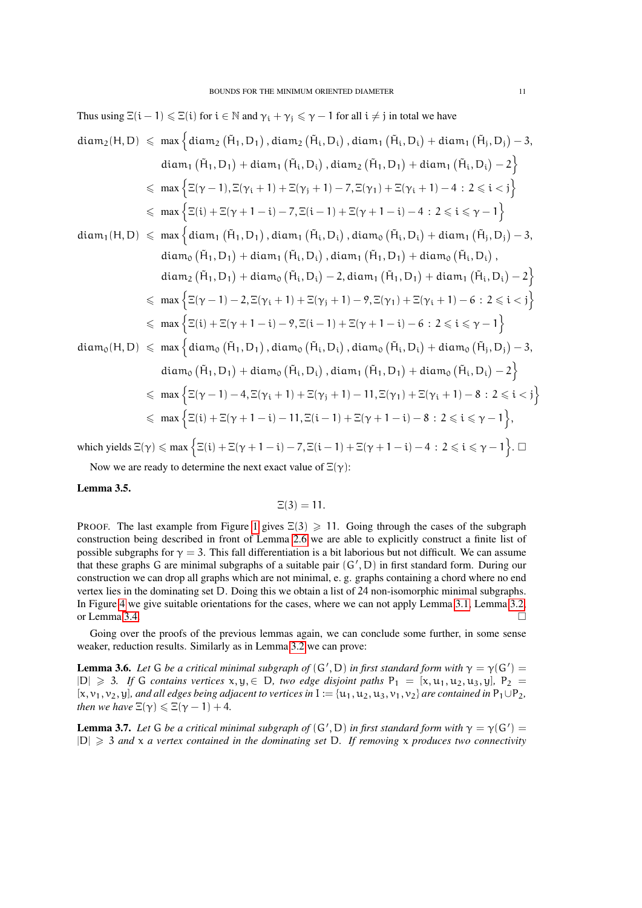Thus using $\Xi(i-1) \leqslant \Xi(i)$ for $i \in \mathbb{N}$ and $\gamma_i + \gamma_j \leqslant \gamma - 1$ for all $i \neq j$ in total we have

$$
\begin{aligned}
\mathrm{diam}_2(H, D) &\leqslant \max\Big\{\mathrm{diam}_2\left(\tilde{H}_1, D_1\right), \mathrm{diam}_2\left(\tilde{H}_i, D_i\right), \mathrm{diam}_1\left(\tilde{H}_i, D_i\right) + \mathrm{diam}_1\left(\tilde{H}_j, D_j\right) - 3, \\
&\qquad \mathrm{diam}_1\left(\tilde{H}_1, D_1\right) + \mathrm{diam}_1\left(\tilde{H}_i, D_i\right), \mathrm{diam}_2\left(\tilde{H}_1, D_1\right) + \mathrm{diam}_1\left(\tilde{H}_i, D_i\right) - 2\Big\} \\
&\leqslant \max\Big\{\Xi(\gamma-1), \Xi(\gamma_i+1) + \Xi(\gamma_j+1) - 7, \Xi(\gamma_1) + \Xi(\gamma_i+1) - 4 \,:\, 2 \leqslant i < j\Big\} \\
&\leqslant \max\Big\{\Xi(i) + \Xi(\gamma+1-i) - 7, \Xi(i-1) + \Xi(\gamma+1-i) - 4 \,:\, 2 \leqslant i \leqslant \gamma - 1\Big\} \\
\mathrm{diam}_1(H, D) &\leqslant \max\Big\{\mathrm{diam}_1\left(\tilde{H}_1, D_1\right), \mathrm{diam}_1\left(\tilde{H}_i, D_i\right), \mathrm{diam}_0\left(\tilde{H}_i, D_i\right) + \mathrm{diam}_1\left(\tilde{H}_j, D_j\right) - 3, \\
&\qquad \mathrm{diam}_0\left(\tilde{H}_1, D_1\right) + \mathrm{diam}_1\left(\tilde{H}_i, D_i\right), \mathrm{diam}_1\left(\tilde{H}_1, D_1\right) + \mathrm{diam}_0\left(\tilde{H}_i, D_i\right), \\
&\qquad \mathrm{diam}_2\left(\tilde{H}_1, D_1\right) + \mathrm{diam}_0\left(\tilde{H}_i, D_i\right) - 2, \mathrm{diam}_1\left(\tilde{H}_1, D_1\right) + \mathrm{diam}_1\left(\tilde{H}_i, D_i\right) - 2\Big\} \\
&\leqslant \max\Big\{\Xi(\gamma-1) - 2, \Xi(\gamma_i+1) + \Xi(\gamma_j+1) - 9, \Xi(\gamma_1) + \Xi(\gamma_i+1) - 6 \,:\, 2 \leqslant i < j\Big\} \\
&\leqslant \max\Big\{\Xi(i) + \Xi(\gamma+1-i) - 9, \Xi(i-1) + \Xi(\gamma+1-i) - 6 \,:\, 2 \leqslant i \leqslant \gamma - 1\Big\} \\
\mathrm{diam}_0(H, D) &\leqslant \max\Big\{\mathrm{diam}_0\left(\tilde{H}_1, D_1\right), \mathrm{diam}_0\left(\tilde{H}_i, D_i\right), \mathrm{diam}_0\left(\tilde{H}_i, D_i\right) + \mathrm{diam}_0\left(\tilde{H}_j, D_j\right) - 3, \\
&\qquad \mathrm{diam}_0\left(\tilde{H}_1, D_1\right) + \mathrm{diam}_0\left(\tilde{H}_i, D_i\right), \mathrm{diam}_1\left(\tilde{H}_1, D_1\right) + \mathrm{diam}_0\left(\tilde{H}_i, D_i\right) - 2\Big\} \\
&\leqslant \max\Big\{\Xi(\gamma-1) - 4, \Xi(\gamma_i+1) + \Xi(\gamma_j+1) - 11, \Xi(\gamma_1) + \Xi(\gamma_i+1) - 8 \,:\, 2 \leqslant i < j\Big\} \\
&\leqslant \max\Big\{\Xi(i) + \Xi(\gamma+1-i) - 11, \Xi(i-1) + \Xi(\gamma+1-i) - 8 \,:\, 2 \leqslant i \leqslant \gamma - 1\Big\},
\end{aligned}
$$

which yields $\Xi(\gamma) \leqslant \max\Big\{\Xi(i) + \Xi(\gamma+1-i) - 7, \Xi(i-1) + \Xi(\gamma+1-i) - 4 \,:\, 2 \leqslant i \leqslant \gamma - 1\Big\}$. □

Now we are ready to determine the next exact value of $\Xi(\gamma)$:

**Lemma 3.5.**

$$\Xi(3) = 11.$$

PROOF. The last example from Figure 1 gives $\Xi(3) \geqslant 11$. Going through the cases of the subgraph construction being described in front of Lemma 2.6 we are able to explicitly construct a finite list of possible subgraphs for $\gamma = 3$. This fall differentiation is a bit laborious but not difficult. We can assume that these graphs G are minimal subgraphs of a suitable pair $(G', D)$ in first standard form. During our construction we can drop all graphs which are not minimal, e. g. graphs containing a chord where no end vertex lies in the dominating set D. Doing this we obtain a list of 24 non-isomorphic minimal subgraphs. In Figure 4 we give suitable orientations for the cases, where we can not apply Lemma 3.1, Lemma 3.2, or Lemma 3.4. □

Going over the proofs of the previous lemmas again, we can conclude some further, in some sense weaker, reduction results. Similarly as in Lemma 3.2 we can prove:

**Lemma 3.6.** *Let* G *be a critical minimal subgraph of* $(G', D)$ *in first standard form with* $\gamma = \gamma(G') = |D| \geqslant 3$*. If* G *contains vertices* $x, y, \in D$*, two edge disjoint paths* $P_1 = [x, u_1, u_2, u_3, y]$*,* $P_2 = [x, v_1, v_2, y]$*, and all edges being adjacent to vertices in* $I := \{u_1, u_2, u_3, v_1, v_2\}$ *are contained in* $P_1 \cup P_2$*, then we have* $\Xi(\gamma) \leqslant \Xi(\gamma - 1) + 4$*.*

**Lemma 3.7.** *Let* G *be a critical minimal subgraph of* $(G', D)$ *in first standard form with* $\gamma = \gamma(G') = |D| \geqslant 3$ *and* x *a vertex contained in the dominating set* D*. If removing* x *produces two connectivity*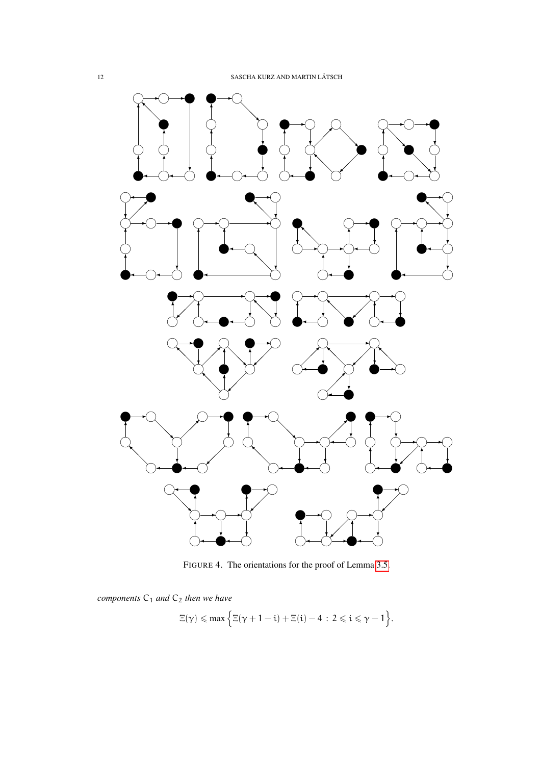FIGURE 4. The orientations for the proof of Lemma 3.5.

*components* $C_1$ *and* $C_2$ *then we have*

$$\Xi(\gamma) \leqslant \max\left\{\Xi(\gamma+1-i)+\Xi(i)-4 \,:\, 2\leqslant i\leqslant \gamma-1\right\}.$$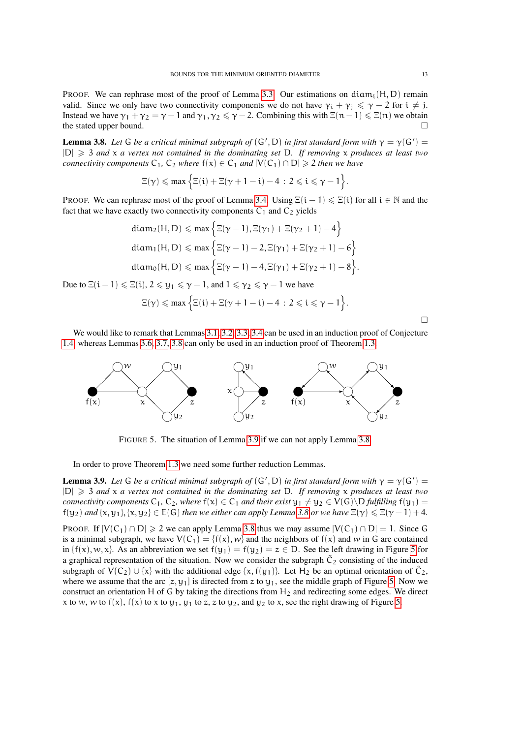PROOF. We can rephrase most of the proof of Lemma 3.3. Our estimations on $\text{diam}_i(H, D)$ remain valid. Since we only have two connectivity components we do not have $\gamma_i + \gamma_j \leqslant \gamma - 2$ for $i \neq j$. Instead we have $\gamma_1 + \gamma_2 = \gamma - 1$ and $\gamma_1, \gamma_2 \leqslant \gamma - 2$. Combining this with $\Xi(n-1) \leqslant \Xi(n)$ we obtain the stated upper bound. □

**Lemma 3.8.** *Let* G *be a critical minimal subgraph of* $(G', D)$ *in first standard form with* $\gamma = \gamma(G') = |D| \geqslant 3$ *and* x *a vertex not contained in the dominating set* D*. If removing* x *produces at least two connectivity components* $C_1$, $C_2$ *where* $f(x) \in C_1$ *and* $|V(C_1) \cap D| \geqslant 2$ *then we have*

$$\Xi(\gamma) \leqslant \max\left\{\Xi(i) + \Xi(\gamma + 1 - i) - 4 \,:\, 2 \leqslant i \leqslant \gamma - 1\right\}.$$

PROOF. We can rephrase most of the proof of Lemma 3.4. Using $\Xi(i-1) \leqslant \Xi(i)$ for all $i \in \mathbb{N}$ and the fact that we have exactly two connectivity components $C_1$ and $C_2$ yields

$$\text{diam}_2(H, D) \leqslant \max\left\{\Xi(\gamma - 1), \Xi(\gamma_1) + \Xi(\gamma_2 + 1) - 4\right\}$$

$$\text{diam}_1(H, D) \leqslant \max\left\{\Xi(\gamma - 1) - 2, \Xi(\gamma_1) + \Xi(\gamma_2 + 1) - 6\right\}$$

$$\text{diam}_0(H, D) \leqslant \max\left\{\Xi(\gamma - 1) - 4, \Xi(\gamma_1) + \Xi(\gamma_2 + 1) - 8\right\}.$$

Due to $\Xi(i-1) \leqslant \Xi(i)$, $2 \leqslant y_1 \leqslant \gamma - 1$, and $1 \leqslant \gamma_2 \leqslant \gamma - 1$ we have

$$\Xi(\gamma) \leqslant \max\left\{\Xi(i) + \Xi(\gamma + 1 - i) - 4 \,:\, 2 \leqslant i \leqslant \gamma - 1\right\}.$$

□

We would like to remark that Lemmas 3.1, 3.2, 3.3, 3.4 can be used in an induction proof of Conjecture 1.4, whereas Lemmas 3.6, 3.7, 3.8 can only be used in an induction proof of Theorem 1.3.

FIGURE 5. The situation of Lemma 3.9 if we can not apply Lemma 3.8.

In order to prove Theorem 1.3 we need some further reduction Lemmas.

**Lemma 3.9.** *Let* G *be a critical minimal subgraph of* $(G', D)$ *in first standard form with* $\gamma = \gamma(G') = |D| \geqslant 3$ *and* x *a vertex not contained in the dominating set* D*. If removing* x *produces at least two connectivity components* $C_1$, $C_2$*, where* $f(x) \in C_1$ *and their exist* $y_1 \neq y_2 \in V(G) \backslash D$ *fulfilling* $f(y_1) = f(y_2)$ *and* $\{x, y_1\}, \{x, y_2\} \in E(G)$ *then we either can apply Lemma 3.8 or we have* $\Xi(\gamma) \leqslant \Xi(\gamma - 1) + 4$.

PROOF. If $|V(C_1) \cap D| \geqslant 2$ we can apply Lemma 3.8 thus we may assume $|V(C_1) \cap D| = 1$. Since G is a minimal subgraph, we have $V(C_1) = \{f(x), w\}$ and the neighbors of $f(x)$ and $w$ in G are contained in $\{f(x), w, x\}$. As an abbreviation we set $f(y_1) = f(y_2) = z \in D$. See the left drawing in Figure 5 for a graphical representation of the situation. Now we consider the subgraph $\tilde{C}_2$ consisting of the induced subgraph of $V(C_2) \cup \{x\}$ with the additional edge $\{x, f(y_1)\}$. Let $H_2$ be an optimal orientation of $\tilde{C}_2$, where we assume that the arc $[z, y_1]$ is directed from $z$ to $y_1$, see the middle graph of Figure 5. Now we construct an orientation H of G by taking the directions from $H_2$ and redirecting some edges. We direct $x$ to $w$, $w$ to $f(x)$, $f(x)$ to $x$ to $y_1$, $y_1$ to $z$, $z$ to $y_2$, and $y_2$ to $x$, see the right drawing of Figure 5.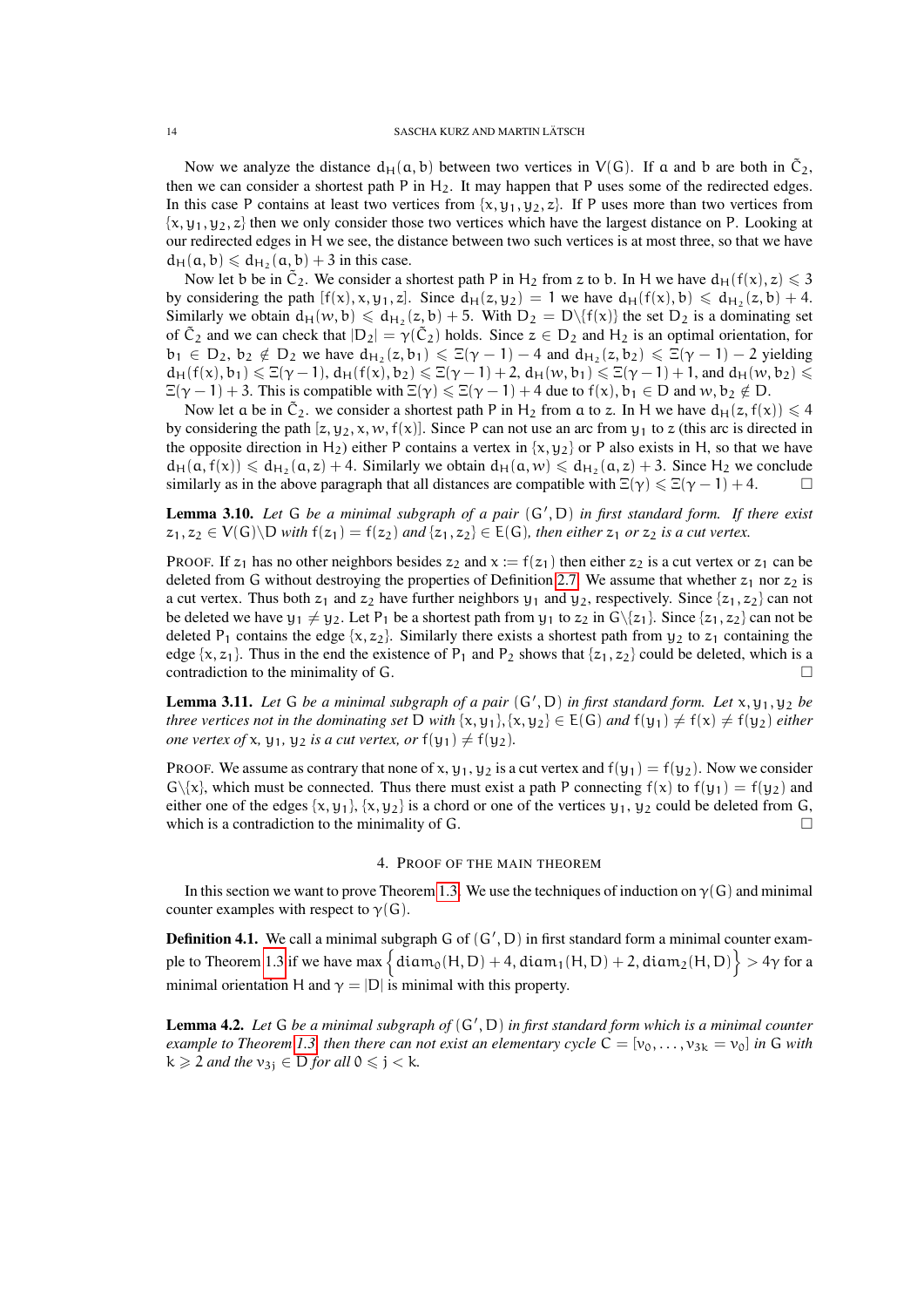Now we analyze the distance $d_H(a,b)$ between two vertices in $V(G)$. If $a$ and $b$ are both in $\tilde{C}_2$, then we can consider a shortest path $P$ in $H_2$. It may happen that $P$ uses some of the redirected edges. In this case $P$ contains at least two vertices from $\{x, y_1, y_2, z\}$. If $P$ uses more than two vertices from $\{x, y_1, y_2, z\}$ then we only consider those two vertices which have the largest distance on $P$. Looking at our redirected edges in $H$ we see, the distance between two such vertices is at most three, so that we have $d_H(a,b) \leqslant d_{H_2}(a,b) + 3$ in this case.

Now let $b$ be in $\tilde{C}_2$. We consider a shortest path $P$ in $H_2$ from $z$ to $b$. In $H$ we have $d_H(f(x), z) \leqslant 3$ by considering the path $[f(x), x, y_1, z]$. Since $d_H(z, y_2) = 1$ we have $d_H(f(x), b) \leqslant d_{H_2}(z, b) + 4$. Similarly we obtain $d_H(w, b) \leqslant d_{H_2}(z, b) + 5$. With $D_2 = D\backslash\{f(x)\}$ the set $D_2$ is a dominating set of $\tilde{C}_2$ and we can check that $|D_2| = \gamma(\tilde{C}_2)$ holds. Since $z \in D_2$ and $H_2$ is an optimal orientation, for $b_1 \in D_2$, $b_2 \notin D_2$ we have $d_{H_2}(z, b_1) \leqslant \Xi(\gamma-1) - 4$ and $d_{H_2}(z, b_2) \leqslant \Xi(\gamma-1) - 2$ yielding $d_H(f(x), b_1) \leqslant \Xi(\gamma-1)$, $d_H(f(x), b_2) \leqslant \Xi(\gamma-1) + 2$, $d_H(w, b_1) \leqslant \Xi(\gamma-1) + 1$, and $d_H(w, b_2) \leqslant \Xi(\gamma-1) + 3$. This is compatible with $\Xi(\gamma) \leqslant \Xi(\gamma-1) + 4$ due to $f(x), b_1 \in D$ and $w, b_2 \notin D$.

Now let $a$ be in $\tilde{C}_2$. we consider a shortest path $P$ in $H_2$ from $a$ to $z$. In $H$ we have $d_H(z, f(x)) \leqslant 4$ by considering the path $[z, y_2, x, w, f(x)]$. Since $P$ can not use an arc from $y_1$ to $z$ (this arc is directed in the opposite direction in $H_2$) either $P$ contains a vertex in $\{x, y_2\}$ or $P$ also exists in $H$, so that we have $d_H(a, f(x)) \leqslant d_{H_2}(a, z) + 4$. Similarly we obtain $d_H(a, w) \leqslant d_{H_2}(a, z) + 3$. Since $H_2$ we conclude similarly as in the above paragraph that all distances are compatible with $\Xi(\gamma) \leqslant \Xi(\gamma-1) + 4$. $\square$

**Lemma 3.10.** *Let $G$ be a minimal subgraph of a pair $(G', D)$ in first standard form. If there exist $z_1, z_2 \in V(G)\backslash D$ with $f(z_1) = f(z_2)$ and $\{z_1, z_2\} \in E(G)$, then either $z_1$ or $z_2$ is a cut vertex.*

PROOF. If $z_1$ has no other neighbors besides $z_2$ and $x := f(z_1)$ then either $z_2$ is a cut vertex or $z_1$ can be deleted from $G$ without destroying the properties of Definition 2.7. We assume that whether $z_1$ nor $z_2$ is a cut vertex. Thus both $z_1$ and $z_2$ have further neighbors $y_1$ and $y_2$, respectively. Since $\{z_1, z_2\}$ can not be deleted we have $y_1 \neq y_2$. Let $P_1$ be a shortest path from $y_1$ to $z_2$ in $G\backslash\{z_1\}$. Since $\{z_1, z_2\}$ can not be deleted $P_1$ contains the edge $\{x, z_2\}$. Similarly there exists a shortest path from $y_2$ to $z_1$ containing the edge $\{x, z_1\}$. Thus in the end the existence of $P_1$ and $P_2$ shows that $\{z_1, z_2\}$ could be deleted, which is a contradiction to the minimality of $G$. $\square$

**Lemma 3.11.** *Let $G$ be a minimal subgraph of a pair $(G', D)$ in first standard form. Let $x, y_1, y_2$ be three vertices not in the dominating set $D$ with $\{x, y_1\}, \{x, y_2\} \in E(G)$ and $f(y_1) \neq f(x) \neq f(y_2)$ either one vertex of $x$, $y_1$, $y_2$ is a cut vertex, or $f(y_1) \neq f(y_2)$.*

PROOF. We assume as contrary that none of $x, y_1, y_2$ is a cut vertex and $f(y_1) = f(y_2)$. Now we consider $G\backslash\{x\}$, which must be connected. Thus there must exist a path $P$ connecting $f(x)$ to $f(y_1) = f(y_2)$ and either one of the edges $\{x, y_1\}$, $\{x, y_2\}$ is a chord or one of the vertices $y_1$, $y_2$ could be deleted from $G$, which is a contradiction to the minimality of $G$. $\square$

## 4. Proof of the main theorem

In this section we want to prove Theorem 1.3. We use the techniques of induction on $\gamma(G)$ and minimal counter examples with respect to $\gamma(G)$.

**Definition 4.1.** We call a minimal subgraph $G$ of $(G', D)$ in first standard form a minimal counter example to Theorem 1.3 if we have $\max\left\{\operatorname{diam}_0(H, D) + 4, \operatorname{diam}_1(H, D) + 2, \operatorname{diam}_2(H, D)\right\} > 4\gamma$ for a minimal orientation $H$ and $\gamma = |D|$ is minimal with this property.

**Lemma 4.2.** *Let $G$ be a minimal subgraph of $(G', D)$ in first standard form which is a minimal counter example to Theorem 1.3, then there can not exist an elementary cycle $C = [v_0, \ldots, v_{3k} = v_0]$ in $G$ with $k \geqslant 2$ and the $v_{3j} \in D$ for all $0 \leqslant j < k$.*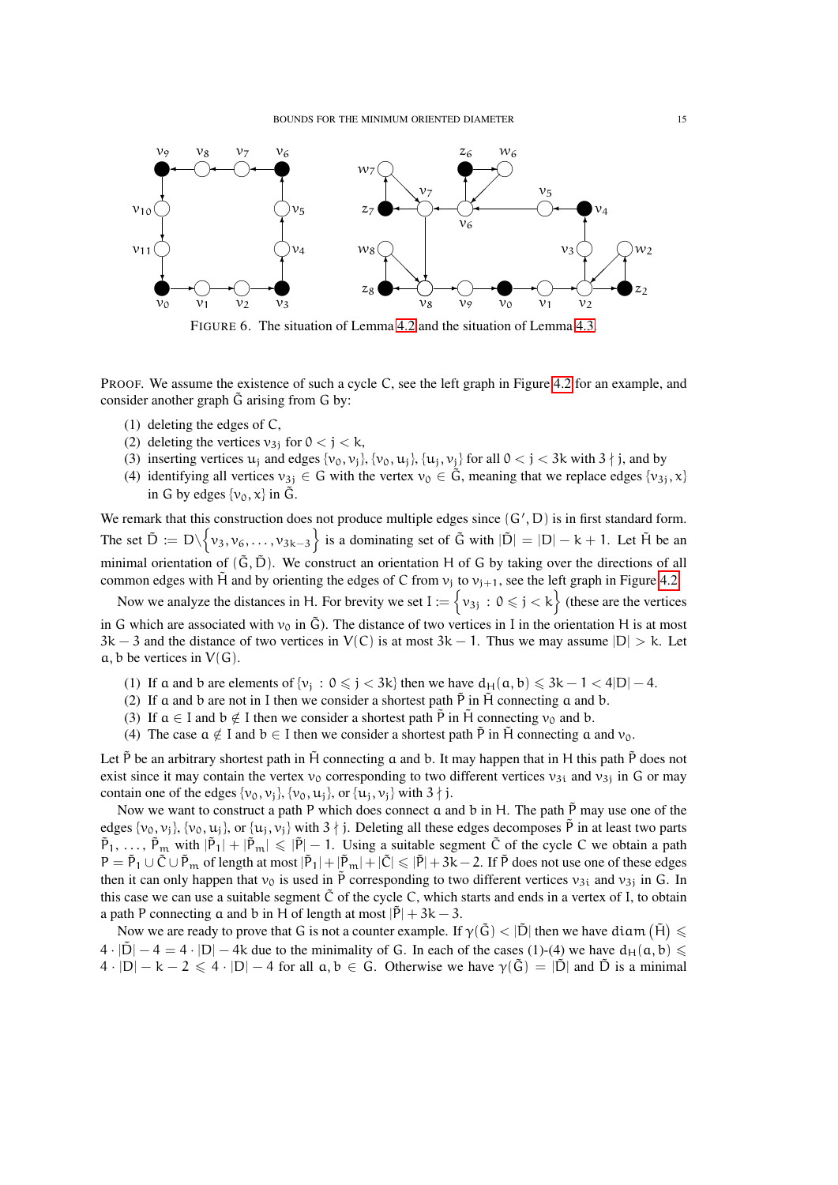FIGURE 6. The situation of Lemma 4.2 and the situation of Lemma 4.3.

PROOF. We assume the existence of such a cycle $C$, see the left graph in Figure 4.2 for an example, and consider another graph $\tilde{G}$ arising from $G$ by:

(1) deleting the edges of $C$,
(2) deleting the vertices $v_{3j}$ for $0 < j < k$,
(3) inserting vertices $u_j$ and edges $\{v_0, v_j\}$, $\{v_0, u_j\}$, $\{u_j, v_j\}$ for all $0 < j < 3k$ with $3 \nmid j$, and by
(4) identifying all vertices $v_{3j} \in G$ with the vertex $v_0 \in \tilde{G}$, meaning that we replace edges $\{v_{3j}, x\}$ in $G$ by edges $\{v_0, x\}$ in $\tilde{G}$.

We remark that this construction does not produce multiple edges since $(G', D)$ is in first standard form. The set $\tilde{D} := D \backslash \left\{v_3, v_6, \ldots, v_{3k-3}\right\}$ is a dominating set of $\tilde{G}$ with $|\tilde{D}| = |D| - k + 1$. Let $\tilde{H}$ be an minimal orientation of $(\tilde{G}, \tilde{D})$. We construct an orientation $H$ of $G$ by taking over the directions of all common edges with $\tilde{H}$ and by orienting the edges of $C$ from $v_j$ to $v_{j+1}$, see the left graph in Figure 4.2.

Now we analyze the distances in $H$. For brevity we set $I := \left\{v_{3j} \,:\, 0 \leqslant j < k\right\}$ (these are the vertices in $G$ which are associated with $v_0$ in $\tilde{G}$). The distance of two vertices in $I$ in the orientation $H$ is at most $3k - 3$ and the distance of two vertices in $V(C)$ is at most $3k - 1$. Thus we may assume $|D| > k$. Let $a, b$ be vertices in $V(G)$.

(1) If $a$ and $b$ are elements of $\{v_j \,:\, 0 \leqslant j < 3k\}$ then we have $d_H(a, b) \leqslant 3k - 1 < 4|D| - 4$.
(2) If $a$ and $b$ are not in $I$ then we consider a shortest path $\tilde{P}$ in $\tilde{H}$ connecting $a$ and $b$.
(3) If $a \in I$ and $b \notin I$ then we consider a shortest path $\tilde{P}$ in $\tilde{H}$ connecting $v_0$ and $b$.
(4) The case $a \notin I$ and $b \in I$ then we consider a shortest path $\tilde{P}$ in $\tilde{H}$ connecting $a$ and $v_0$.

Let $\tilde{P}$ be an arbitrary shortest path in $\tilde{H}$ connecting $a$ and $b$. It may happen that in $H$ this path $\tilde{P}$ does not exist since it may contain the vertex $v_0$ corresponding to two different vertices $v_{3i}$ and $v_{3j}$ in $G$ or may contain one of the edges $\{v_0, v_j\}$, $\{v_0, u_j\}$, or $\{u_j, v_j\}$ with $3 \nmid j$.

Now we want to construct a path $P$ which does connect $a$ and $b$ in $H$. The path $\tilde{P}$ may use one of the edges $\{v_0, v_j\}$, $\{v_0, u_j\}$, or $\{u_j, v_j\}$ with $3 \nmid j$. Deleting all these edges decomposes $\tilde{P}$ in at least two parts $\tilde{P}_1, \ldots, \tilde{P}_m$ with $|\tilde{P}_1| + |\tilde{P}_m| \leqslant |\tilde{P}| - 1$. Using a suitable segment $\tilde{C}$ of the cycle $C$ we obtain a path $P = \tilde{P}_1 \cup \tilde{C} \cup \tilde{P}_m$ of length at most $|\tilde{P}_1| + |\tilde{P}_m| + |\tilde{C}| \leqslant |\tilde{P}| + 3k - 2$. If $\tilde{P}$ does not use one of these edges then it can only happen that $v_0$ is used in $\tilde{P}$ corresponding to two different vertices $v_{3i}$ and $v_{3j}$ in $G$. In this case we can use a suitable segment $\tilde{C}$ of the cycle $C$, which starts and ends in a vertex of $I$, to obtain a path $P$ connecting $a$ and $b$ in $H$ of length at most $|\tilde{P}| + 3k - 3$.

Now we are ready to prove that $G$ is not a counter example. If $\gamma(\tilde{G}) < |\tilde{D}|$ then we have $\operatorname{diam}\left(\tilde{H}\right) \leqslant 4 \cdot |\tilde{D}| - 4 = 4 \cdot |D| - 4k$ due to the minimality of $G$. In each of the cases (1)-(4) we have $d_H(a, b) \leqslant 4 \cdot |D| - k - 2 \leqslant 4 \cdot |D| - 4$ for all $a, b \in G$. Otherwise we have $\gamma(\tilde{G}) = |\tilde{D}|$ and $\tilde{D}$ is a minimal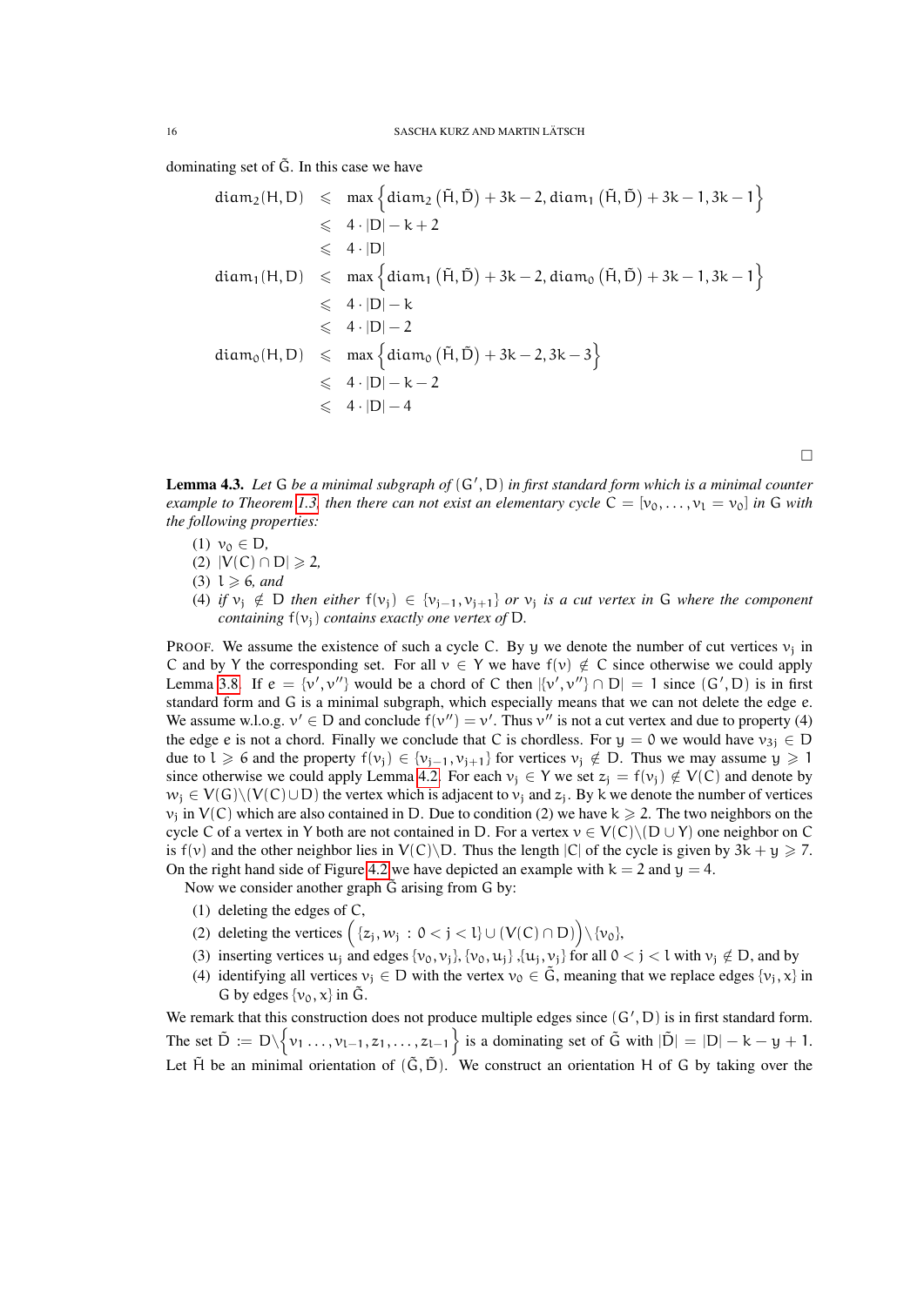dominating set of $\tilde{G}$. In this case we have

$$
\begin{aligned}
\mathrm{diam}_2(H,D) &\leqslant \max\left\{\mathrm{diam}_2\left(\tilde{H},\tilde{D}\right)+3k-2,\, \mathrm{diam}_1\left(\tilde{H},\tilde{D}\right)+3k-1,\, 3k-1\right\}\\
&\leqslant 4\cdot|D|-k+2\\
&\leqslant 4\cdot|D|\\
\mathrm{diam}_1(H,D) &\leqslant \max\left\{\mathrm{diam}_1\left(\tilde{H},\tilde{D}\right)+3k-2,\, \mathrm{diam}_0\left(\tilde{H},\tilde{D}\right)+3k-1,\, 3k-1\right\}\\
&\leqslant 4\cdot|D|-k\\
&\leqslant 4\cdot|D|-2\\
\mathrm{diam}_0(H,D) &\leqslant \max\left\{\mathrm{diam}_0\left(\tilde{H},\tilde{D}\right)+3k-2,\, 3k-3\right\}\\
&\leqslant 4\cdot|D|-k-2\\
&\leqslant 4\cdot|D|-4
\end{aligned}
$$

□

**Lemma 4.3.** *Let $G$ be a minimal subgraph of $(G', D)$ in first standard form which is a minimal counter example to Theorem 1.3, then there can not exist an elementary cycle $C = [v_0, \ldots, v_l = v_0]$ in $G$ with the following properties:*

1. *$v_0 \in D$,*
2. *$|V(C) \cap D| \geqslant 2$,*
3. *$l \geqslant 6$, and*
4. *if $v_j \notin D$ then either $f(v_j) \in \{v_{j-1}, v_{j+1}\}$ or $v_j$ is a cut vertex in $G$ where the component containing $f(v_j)$ contains exactly one vertex of $D$.*

PROOF. We assume the existence of such a cycle $C$. By $y$ we denote the number of cut vertices $v_j$ in $C$ and by $Y$ the corresponding set. For all $v \in Y$ we have $f(v) \notin C$ since otherwise we could apply Lemma 3.8. If $e = \{v', v''\}$ would be a chord of $C$ then $|\{v', v''\} \cap D| = 1$ since $(G', D)$ is in first standard form and $G$ is a minimal subgraph, which especially means that we can not delete the edge $e$. We assume w.l.o.g. $v' \in D$ and conclude $f(v'') = v'$. Thus $v''$ is not a cut vertex and due to property (4) the edge $e$ is not a chord. Finally we conclude that $C$ is chordless. For $y = 0$ we would have $v_{3j} \in D$ due to $l \geqslant 6$ and the property $f(v_j) \in \{v_{j-1}, v_{j+1}\}$ for vertices $v_j \notin D$. Thus we may assume $y \geqslant 1$ since otherwise we could apply Lemma 4.2. For each $v_j \in Y$ we set $z_j = f(v_j) \notin V(C)$ and denote by $w_j \in V(G)\backslash(V(C) \cup D)$ the vertex which is adjacent to $v_j$ and $z_j$. By $k$ we denote the number of vertices $v_j$ in $V(C)$ which are also contained in $D$. Due to condition (2) we have $k \geqslant 2$. The two neighbors on the cycle $C$ of a vertex in $Y$ both are not contained in $D$. For a vertex $v \in V(C)\backslash(D \cup Y)$ one neighbor on $C$ is $f(v)$ and the other neighbor lies in $V(C)\backslash D$. Thus the length $|C|$ of the cycle is given by $3k + y \geqslant 7$. On the right hand side of Figure 4.2 we have depicted an example with $k = 2$ and $y = 4$.

Now we consider another graph $\tilde{G}$ arising from $G$ by:

1. deleting the edges of $C$,
2. deleting the vertices $\Big(\{z_j, w_j : 0 < j < l\} \cup (V(C) \cap D)\Big) \backslash \{v_0\}$,
3. inserting vertices $u_j$ and edges $\{v_0, v_j\}, \{v_0, u_j\}, \{u_j, v_j\}$ for all $0 < j < l$ with $v_j \notin D$, and by
4. identifying all vertices $v_j \in D$ with the vertex $v_0 \in \tilde{G}$, meaning that we replace edges $\{v_j, x\}$ in $G$ by edges $\{v_0, x\}$ in $\tilde{G}$.

We remark that this construction does not produce multiple edges since $(G', D)$ is in first standard form. The set $\tilde{D} := D\backslash\Big\{v_1 \ldots, v_{l-1}, z_1, \ldots, z_{l-1}\Big\}$ is a dominating set of $\tilde{G}$ with $|\tilde{D}| = |D| - k - y + 1$. Let $\tilde{H}$ be an minimal orientation of $(\tilde{G}, \tilde{D})$. We construct an orientation $H$ of $G$ by taking over the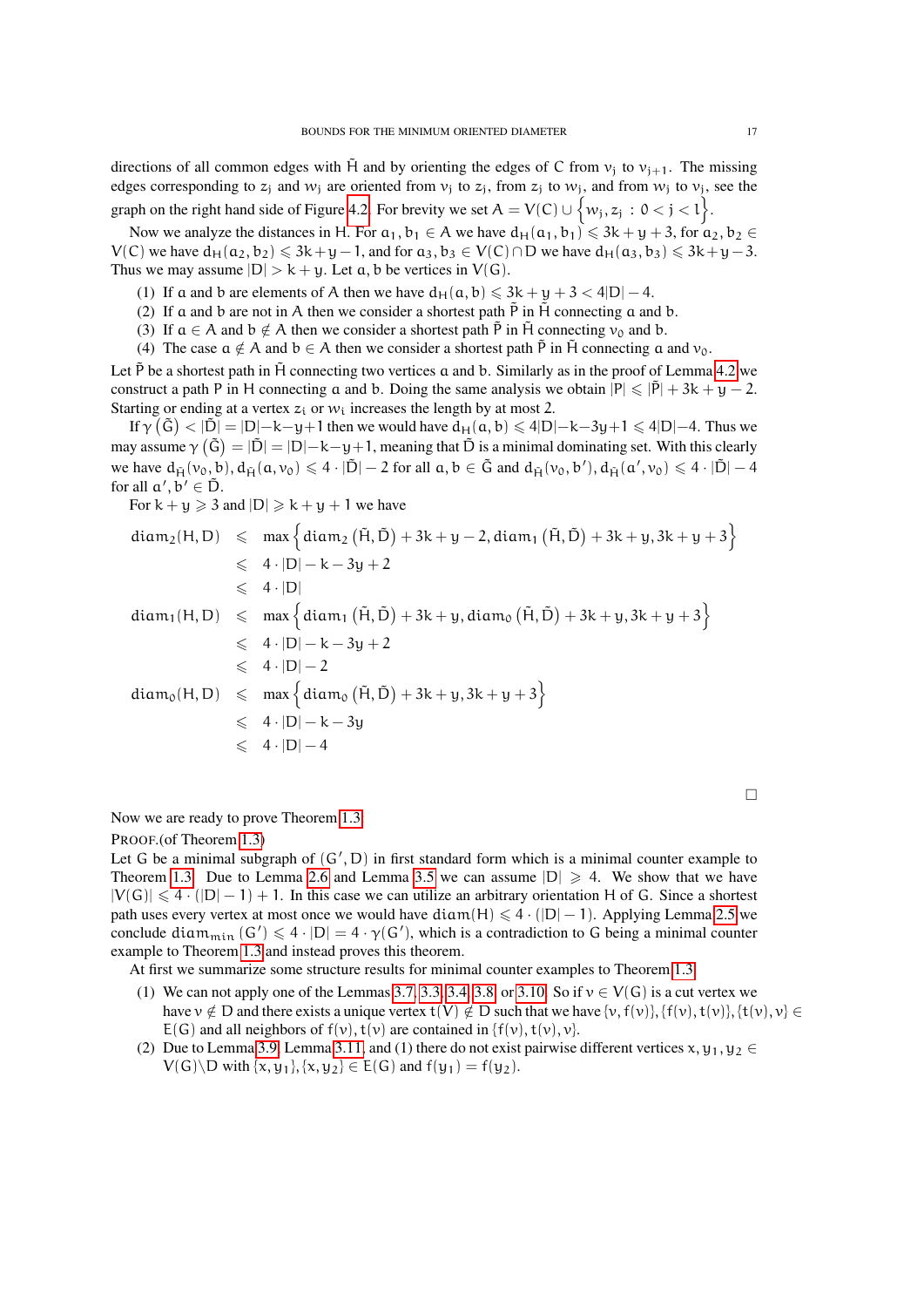directions of all common edges with $\tilde{H}$ and by orienting the edges of $C$ from $v_j$ to $v_{j+1}$. The missing edges corresponding to $z_j$ and $w_j$ are oriented from $v_j$ to $z_j$, from $z_j$ to $w_j$, and from $w_j$ to $v_j$, see the graph on the right hand side of Figure 4.2. For brevity we set $A = V(C) \cup \left\{w_j, z_j \,:\, 0 < j < l\right\}$.

Now we analyze the distances in H. For $a_1, b_1 \in A$ we have $d_H(a_1, b_1) \leqslant 3k + y + 3$, for $a_2, b_2 \in V(C)$ we have $d_H(a_2, b_2) \leqslant 3k + y - 1$, and for $a_3, b_3 \in V(C) \cap D$ we have $d_H(a_3, b_3) \leqslant 3k + y - 3$. Thus we may assume $|D| > k + y$. Let $a, b$ be vertices in $V(G)$.

1. If $a$ and $b$ are elements of $A$ then we have $d_H(a, b) \leqslant 3k + y + 3 < 4|D| - 4$.
2. If $a$ and $b$ are not in $A$ then we consider a shortest path $\tilde{P}$ in $\tilde{H}$ connecting $a$ and $b$.
3. If $a \in A$ and $b \notin A$ then we consider a shortest path $\tilde{P}$ in $\tilde{H}$ connecting $v_0$ and $b$.
4. The case $a \notin A$ and $b \in A$ then we consider a shortest path $\tilde{P}$ in $\tilde{H}$ connecting $a$ and $v_0$.

Let $\tilde{P}$ be a shortest path in $\tilde{H}$ connecting two vertices $a$ and $b$. Similarly as in the proof of Lemma 4.2 we construct a path $P$ in $H$ connecting $a$ and $b$. Doing the same analysis we obtain $|P| \leqslant |\tilde{P}| + 3k + y - 2$. Starting or ending at a vertex $z_i$ or $w_i$ increases the length by at most 2.

If $\gamma\left(\tilde{G}\right) < |\tilde{D}| = |D| - k - y + 1$ then we would have $d_H(a, b) \leqslant 4|D| - k - 3y + 1 \leqslant 4|D| - 4$. Thus we may assume $\gamma\left(\tilde{G}\right) = |\tilde{D}| = |D| - k - y + 1$, meaning that $\tilde{D}$ is a minimal dominating set. With this clearly we have $d_{\tilde{H}}(v_0, b), d_{\tilde{H}}(a, v_0) \leqslant 4 \cdot |\tilde{D}| - 2$ for all $a, b \in \tilde{G}$ and $d_{\tilde{H}}(v_0, b'), d_{\tilde{H}}(a', v_0) \leqslant 4 \cdot |\tilde{D}| - 4$ for all $a', b' \in \tilde{D}$.

For $k + y \geqslant 3$ and $|D| \geqslant k + y + 1$ we have

$$
\begin{aligned}
\mathrm{diam}_2(H, D) &\leqslant \max\left\{\mathrm{diam}_2\left(\tilde{H}, \tilde{D}\right) + 3k + y - 2, \mathrm{diam}_1\left(\tilde{H}, \tilde{D}\right) + 3k + y, 3k + y + 3\right\} \\
&\leqslant 4 \cdot |D| - k - 3y + 2 \\
&\leqslant 4 \cdot |D| \\
\mathrm{diam}_1(H, D) &\leqslant \max\left\{\mathrm{diam}_1\left(\tilde{H}, \tilde{D}\right) + 3k + y, \mathrm{diam}_0\left(\tilde{H}, \tilde{D}\right) + 3k + y, 3k + y + 3\right\} \\
&\leqslant 4 \cdot |D| - k - 3y + 2 \\
&\leqslant 4 \cdot |D| - 2 \\
\mathrm{diam}_0(H, D) &\leqslant \max\left\{\mathrm{diam}_0\left(\tilde{H}, \tilde{D}\right) + 3k + y, 3k + y + 3\right\} \\
&\leqslant 4 \cdot |D| - k - 3y \\
&\leqslant 4 \cdot |D| - 4
\end{aligned}
$$

□

Now we are ready to prove Theorem 1.3.

PROOF.(of Theorem 1.3)
Let $G$ be a minimal subgraph of $(G', D)$ in first standard form which is a minimal counter example to Theorem 1.3. Due to Lemma 2.6 and Lemma 3.5 we can assume $|D| \geqslant 4$. We show that we have $|V(G)| \leqslant 4 \cdot (|D| - 1) + 1$. In this case we can utilize an arbitrary orientation $H$ of $G$. Since a shortest path uses every vertex at most once we would have $\mathrm{diam}(H) \leqslant 4 \cdot (|D| - 1)$. Applying Lemma 2.5 we conclude $\mathrm{diam}_{min}(G') \leqslant 4 \cdot |D| = 4 \cdot \gamma(G')$, which is a contradiction to $G$ being a minimal counter example to Theorem 1.3 and instead proves this theorem.

At first we summarize some structure results for minimal counter examples to Theorem 1.3.

1. We can not apply one of the Lemmas 3.7, 3.3, 3.4, 3.8 or 3.10. So if $v \in V(G)$ is a cut vertex we have $v \notin D$ and there exists a unique vertex $t(V) \notin D$ such that we have $\{v, f(v)\}, \{f(v), t(v)\}, \{t(v), v\} \in E(G)$ and all neighbors of $f(v), t(v)$ are contained in $\{f(v), t(v), v\}$.
2. Due to Lemma 3.9, Lemma 3.11, and (1) there do not exist pairwise different vertices $x, y_1, y_2 \in V(G) \backslash D$ with $\{x, y_1\}, \{x, y_2\} \in E(G)$ and $f(y_1) = f(y_2)$.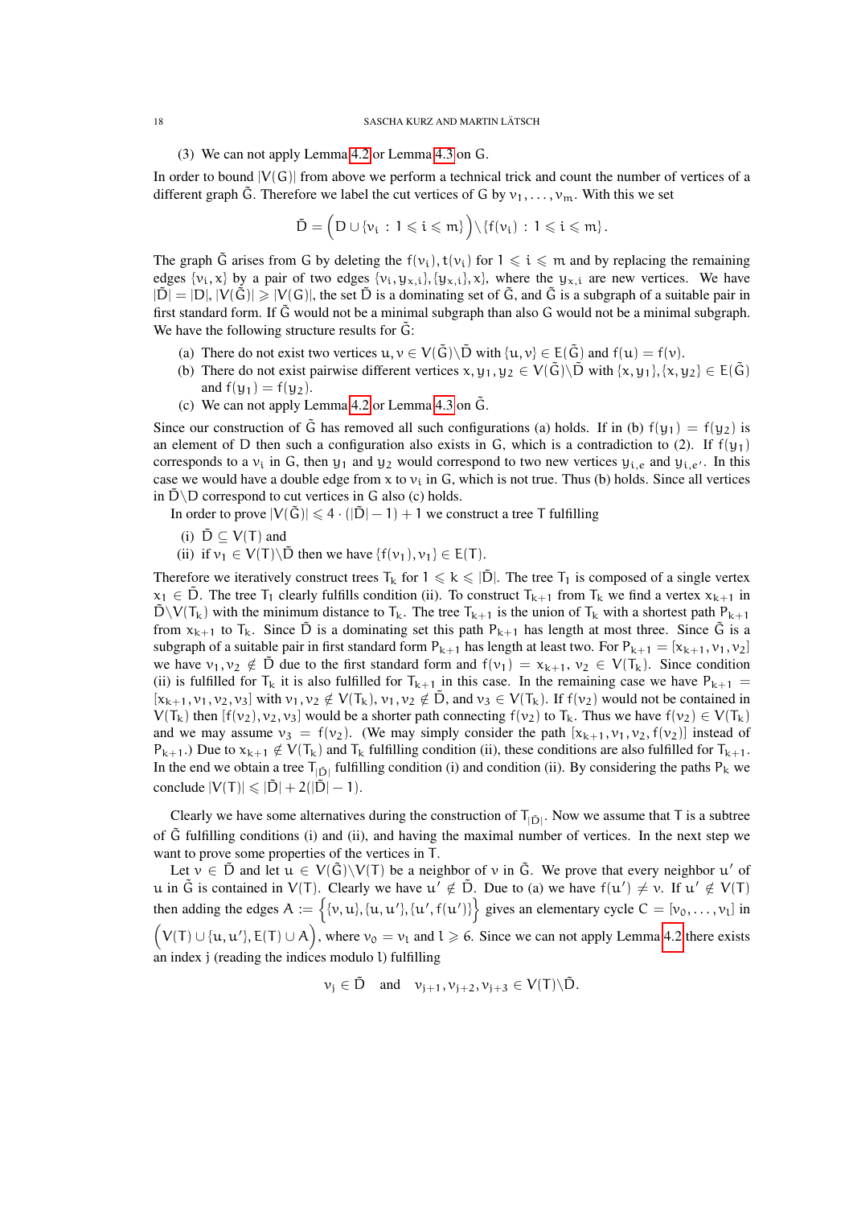(3) We can not apply Lemma 4.2 or Lemma 4.3 on $G$.

In order to bound $|V(G)|$ from above we perform a technical trick and count the number of vertices of a different graph $\tilde{G}$. Therefore we label the cut vertices of $G$ by $v_1, \ldots, v_m$. With this we set

$$\tilde{D} = \Big(D \cup \{v_i \,:\, 1 \leqslant i \leqslant m\}\Big) \backslash \{f(v_i) \,:\, 1 \leqslant i \leqslant m\}.$$

The graph $\tilde{G}$ arises from $G$ by deleting the $f(v_i), t(v_i)$ for $1 \leqslant i \leqslant m$ and by replacing the remaining edges $\{v_i, x\}$ by a pair of two edges $\{v_i, y_{x,i}\}, \{y_{x,i}\}, x\}$, where the $y_{x,i}$ are new vertices. We have $|\tilde{D}| = |D|$, $|V(\tilde{G})| \geqslant |V(G)|$, the set $\tilde{D}$ is a dominating set of $\tilde{G}$, and $\tilde{G}$ is a subgraph of a suitable pair in first standard form. If $\tilde{G}$ would not be a minimal subgraph than also $G$ would not be a minimal subgraph. We have the following structure results for $\tilde{G}$:

(a) There do not exist two vertices $u, v \in V(\tilde{G}) \backslash \tilde{D}$ with $\{u, v\} \in E(\tilde{G})$ and $f(u) = f(v)$.
(b) There do not exist pairwise different vertices $x, y_1, y_2 \in V(\tilde{G}) \backslash \tilde{D}$ with $\{x, y_1\}, \{x, y_2\} \in E(\tilde{G})$ and $f(y_1) = f(y_2)$.
(c) We can not apply Lemma 4.2 or Lemma 4.3 on $\tilde{G}$.

Since our construction of $\tilde{G}$ has removed all such configurations (a) holds. If in (b) $f(y_1) = f(y_2)$ is an element of $D$ then such a configuration also exists in $G$, which is a contradiction to (2). If $f(y_1)$ corresponds to a $v_i$ in $G$, then $y_1$ and $y_2$ would correspond to two new vertices $y_{i,e}$ and $y_{i,e'}$. In this case we would have a double edge from $x$ to $v_i$ in $G$, which is not true. Thus (b) holds. Since all vertices in $\tilde{D} \backslash D$ correspond to cut vertices in $G$ also (c) holds.

In order to prove $|V(\tilde{G})| \leqslant 4 \cdot (|\tilde{D}| - 1) + 1$ we construct a tree $T$ fulfilling

(i) $\tilde{D} \subseteq V(T)$ and
(ii) if $v_1 \in V(T) \backslash \tilde{D}$ then we have $\{f(v_1), v_1\} \in E(T)$.

Therefore we iteratively construct trees $T_k$ for $1 \leqslant k \leqslant |\tilde{D}|$. The tree $T_1$ is composed of a single vertex $x_1 \in \tilde{D}$. The tree $T_1$ clearly fulfills condition (ii). To construct $T_{k+1}$ from $T_k$ we find a vertex $x_{k+1}$ in $\tilde{D} \backslash V(T_k)$ with the minimum distance to $T_k$. The tree $T_{k+1}$ is the union of $T_k$ with a shortest path $P_{k+1}$ from $x_{k+1}$ to $T_k$. Since $\tilde{D}$ is a dominating set this path $P_{k+1}$ has length at most three. Since $\tilde{G}$ is a subgraph of a suitable pair in first standard form $P_{k+1}$ has length at least two. For $P_{k+1} = [x_{k+1}, v_1, v_2]$ we have $v_1, v_2 \notin \tilde{D}$ due to the first standard form and $f(v_1) = x_{k+1}$, $v_2 \in V(T_k)$. Since condition (ii) is fulfilled for $T_k$ it is also fulfilled for $T_{k+1}$ in this case. In the remaining case we have $P_{k+1} = [x_{k+1}, v_1, v_2, v_3]$ with $v_1, v_2 \notin V(T_k)$, $v_1, v_2 \notin \tilde{D}$, and $v_3 \in V(T_k)$. If $f(v_2)$ would not be contained in $V(T_k)$ then $[f(v_2), v_2, v_3]$ would be a shorter path connecting $f(v_2)$ to $T_k$. Thus we have $f(v_2) \in V(T_k)$ and we may assume $v_3 = f(v_2)$. (We may simply consider the path $[x_{k+1}, v_1, v_2, f(v_2)]$ instead of $P_{k+1}$.) Due to $x_{k+1} \notin V(T_k)$ and $T_k$ fulfilling condition (ii), these conditions are also fulfilled for $T_{k+1}$. In the end we obtain a tree $T_{|\tilde{D}|}$ fulfilling condition (i) and condition (ii). By considering the paths $P_k$ we conclude $|V(T)| \leqslant |\tilde{D}| + 2(|\tilde{D}| - 1)$.

Clearly we have some alternatives during the construction of $T_{|\tilde{D}|}$. Now we assume that $T$ is a subtree of $\tilde{G}$ fulfilling conditions (i) and (ii), and having the maximal number of vertices. In the next step we want to prove some properties of the vertices in $T$.

Let $v \in \tilde{D}$ and let $u \in V(\tilde{G}) \backslash V(T)$ be a neighbor of $v$ in $\tilde{G}$. We prove that every neighbor $u'$ of $u$ in $\tilde{G}$ is contained in $V(T)$. Clearly we have $u' \notin \tilde{D}$. Due to (a) we have $f(u') \neq v$. If $u' \notin V(T)$ then adding the edges $A := \Big\{\{v, u\}, \{u, u'\}, \{u', f(u')\}\Big\}$ gives an elementary cycle $C = [v_0, \ldots, v_l]$ in $\Big(V(T) \cup \{u, u'\}, E(T) \cup A\Big)$, where $v_0 = v_l$ and $l \geqslant 6$. Since we can not apply Lemma 4.2 there exists an index $j$ (reading the indices modulo $l$) fulfilling

$$v_j \in \tilde{D} \quad \text{and} \quad v_{j+1}, v_{j+2}, v_{j+3} \in V(T) \backslash \tilde{D}.$$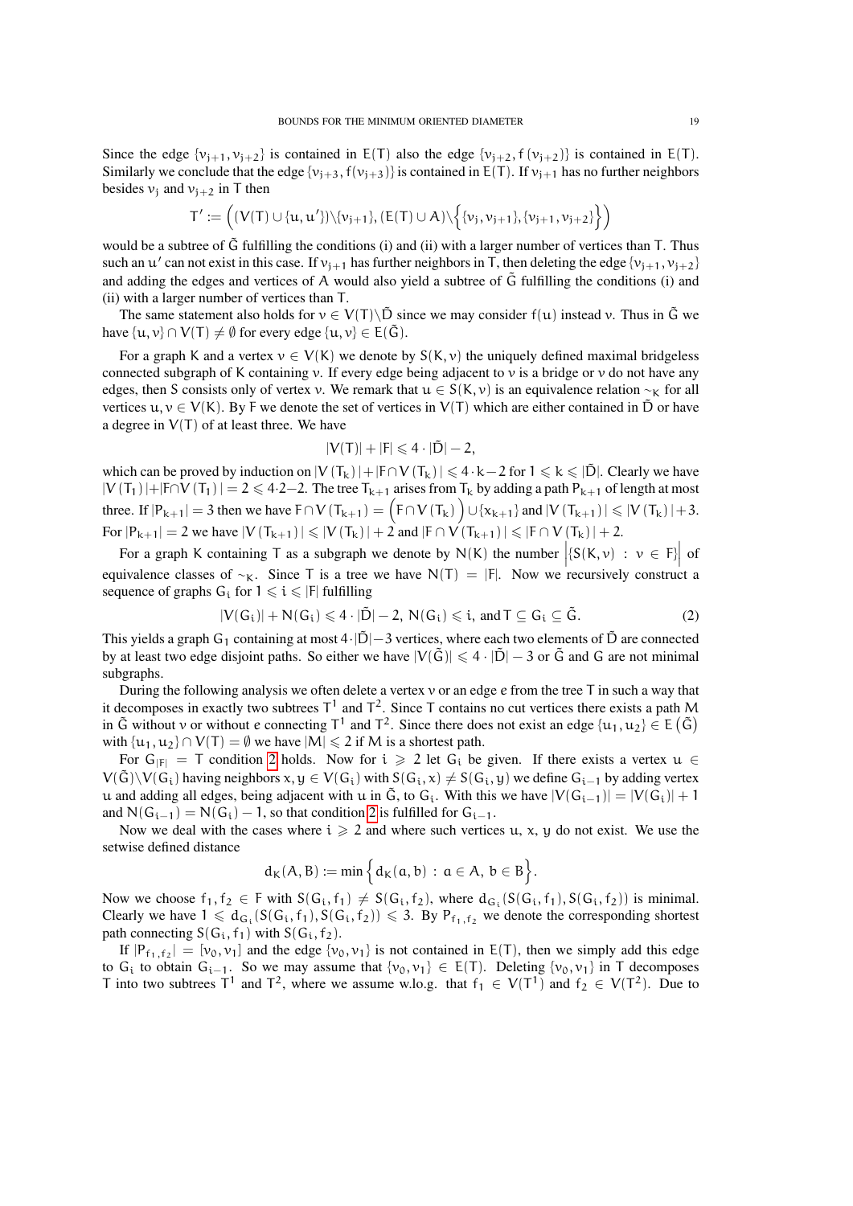Since the edge $\{v_{j+1}, v_{j+2}\}$ is contained in $E(T)$ also the edge $\{v_{j+2}, f(v_{j+2})\}$ is contained in $E(T)$. Similarly we conclude that the edge $\{v_{j+3}, f(v_{j+3})\}$ is contained in $E(T)$. If $v_{j+1}$ has no further neighbors besides $v_j$ and $v_{j+2}$ in $T$ then

$$T' := \Big( (V(T) \cup \{u, u'\}) \setminus \{v_{j+1}\}, (E(T) \cup A) \setminus \Big\{ \{v_j, v_{j+1}\}, \{v_{j+1}, v_{j+2}\} \Big\} \Big)$$

would be a subtree of $\tilde{G}$ fulfilling the conditions (i) and (ii) with a larger number of vertices than $T$. Thus such an $u'$ can not exist in this case. If $v_{j+1}$ has further neighbors in $T$, then deleting the edge $\{v_{j+1}, v_{j+2}\}$ and adding the edges and vertices of $A$ would also yield a subtree of $\tilde{G}$ fulfilling the conditions (i) and (ii) with a larger number of vertices than $T$.

The same statement also holds for $v \in V(T) \setminus \tilde{D}$ since we may consider $f(u)$ instead $v$. Thus in $\tilde{G}$ we have $\{u, v\} \cap V(T) \neq \emptyset$ for every edge $\{u, v\} \in E(\tilde{G})$.

For a graph $K$ and a vertex $v \in V(K)$ we denote by $S(K, v)$ the uniquely defined maximal bridgeless connected subgraph of $K$ containing $v$. If every edge being adjacent to $v$ is a bridge or $v$ do not have any edges, then $S$ consists only of vertex $v$. We remark that $u \in S(K, v)$ is an equivalence relation $\sim_K$ for all vertices $u, v \in V(K)$. By $F$ we denote the set of vertices in $V(T)$ which are either contained in $\tilde{D}$ or have a degree in $V(T)$ of at least three. We have

$$|V(T)| + |F| \leqslant 4 \cdot |\tilde{D}| - 2,$$

which can be proved by induction on $|V(T_k)| + |F \cap V(T_k)| \leqslant 4 \cdot k - 2$ for $1 \leqslant k \leqslant |\tilde{D}|$. Clearly we have $|V(T_1)| + |F \cap V(T_1)| = 2 \leqslant 4 \cdot 2 - 2$. The tree $T_{k+1}$ arises from $T_k$ by adding a path $P_{k+1}$ of length at most three. If $|P_{k+1}| = 3$ then we have $F \cap V(T_{k+1}) = \Big(F \cap V(T_k)\Big) \cup \{x_{k+1}\}$ and $|V(T_{k+1})| \leqslant |V(T_k)| + 3$. For $|P_{k+1}| = 2$ we have $|V(T_{k+1})| \leqslant |V(T_k)| + 2$ and $|F \cap V(T_{k+1})| \leqslant |F \cap V(T_k)| + 2$.

For a graph $K$ containing $T$ as a subgraph we denote by $N(K)$ the number $\Big|\{S(K, v) \,:\, v \in F\}\Big|$ of equivalence classes of $\sim_K$. Since $T$ is a tree we have $N(T) = |F|$. Now we recursively construct a sequence of graphs $G_i$ for $1 \leqslant i \leqslant |F|$ fulfilling

$$|V(G_i)| + N(G_i) \leqslant 4 \cdot |\tilde{D}| - 2,\ N(G_i) \leqslant i, \text{ and } T \subseteq G_i \subseteq \tilde{G}. \tag{2}$$

This yields a graph $G_1$ containing at most $4 \cdot |\tilde{D}| - 3$ vertices, where each two elements of $\tilde{D}$ are connected by at least two edge disjoint paths. So either we have $|V(\tilde{G})| \leqslant 4 \cdot |\tilde{D}| - 3$ or $\tilde{G}$ and $G$ are not minimal subgraphs.

During the following analysis we often delete a vertex $v$ or an edge $e$ from the tree $T$ in such a way that it decomposes in exactly two subtrees $T^1$ and $T^2$. Since $T$ contains no cut vertices there exists a path $M$ in $\tilde{G}$ without $v$ or without $e$ connecting $T^1$ and $T^2$. Since there does not exist an edge $\{u_1, u_2\} \in E(\tilde{G})$ with $\{u_1, u_2\} \cap V(T) = \emptyset$ we have $|M| \leqslant 2$ if $M$ is a shortest path.

For $G_{|F|} = T$ condition 2 holds. Now for $i \geqslant 2$ let $G_i$ be given. If there exists a vertex $u \in V(\tilde{G}) \setminus V(G_i)$ having neighbors $x, y \in V(G_i)$ with $S(G_i, x) \neq S(G_i, y)$ we define $G_{i-1}$ by adding vertex $u$ and adding all edges, being adjacent with $u$ in $\tilde{G}$, to $G_i$. With this we have $|V(G_{i-1})| = |V(G_i)| + 1$ and $N(G_{i-1}) = N(G_i) - 1$, so that condition 2 is fulfilled for $G_{i-1}$.

Now we deal with the cases where $i \geqslant 2$ and where such vertices $u$, $x$, $y$ do not exist. We use the setwise defined distance

$$d_K(A, B) := \min \Big\{ d_K(a, b) \,:\, a \in A,\ b \in B \Big\}.$$

Now we choose $f_1, f_2 \in F$ with $S(G_i, f_1) \neq S(G_i, f_2)$, where $d_{G_i}(S(G_i, f_1), S(G_i, f_2))$ is minimal. Clearly we have $1 \leqslant d_{G_i}(S(G_i, f_1), S(G_i, f_2)) \leqslant 3$. By $P_{f_1, f_2}$ we denote the corresponding shortest path connecting $S(G_i, f_1)$ with $S(G_i, f_2)$.

If $|P_{f_1, f_2}| = [v_0, v_1]$ and the edge $\{v_0, v_1\}$ is not contained in $E(T)$, then we simply add this edge to $G_i$ to obtain $G_{i-1}$. So we may assume that $\{v_0, v_1\} \in E(T)$. Deleting $\{v_0, v_1\}$ in $T$ decomposes $T$ into two subtrees $T^1$ and $T^2$, where we assume w.l.o.g. that $f_1 \in V(T^1)$ and $f_2 \in V(T^2)$. Due to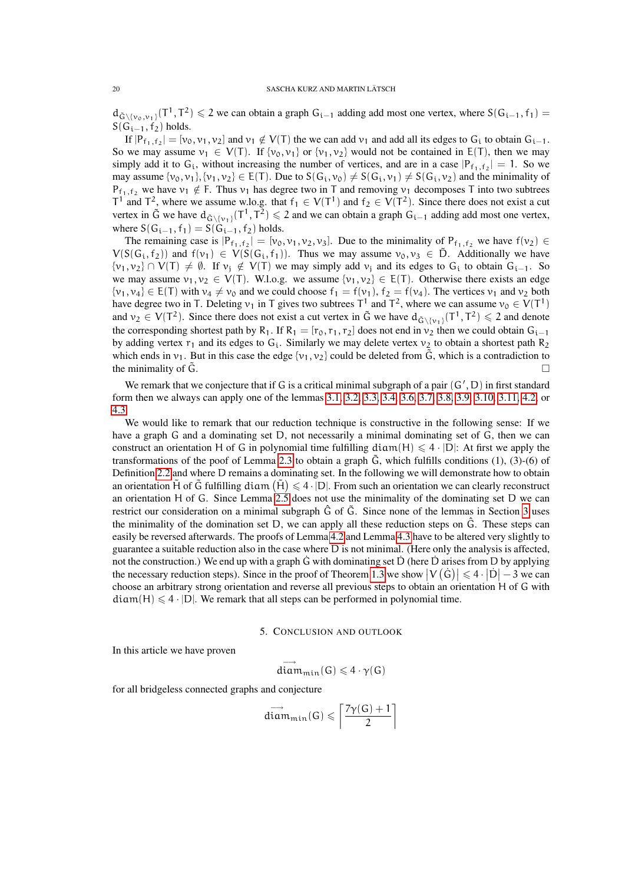$d_{\tilde{G}\setminus\{v_0,v_1\}}(T^1,T^2) \leqslant 2$ we can obtain a graph $G_{i-1}$ adding add most one vertex, where $S(G_{i-1},f_1) = S(G_{i-1},f_2)$ holds.

If $|P_{f_1,f_2}| = [v_0,v_1,v_2]$ and $v_1 \notin V(T)$ the we can add $v_1$ and add all its edges to $G_i$ to obtain $G_{i-1}$. So we may assume $v_1 \in V(T)$. If $\{v_0,v_1\}$ or $\{v_1,v_2\}$ would not be contained in $E(T)$, then we may simply add it to $G_i$, without increasing the number of vertices, and are in a case $|P_{f_1,f_2}| = 1$. So we may assume $\{v_0,v_1\},\{v_1,v_2\} \in E(T)$. Due to $S(G_i,v_0) \neq S(G_i,v_1) \neq S(G_i,v_2)$ and the minimality of $P_{f_1,f_2}$ we have $v_1 \notin F$. Thus $v_1$ has degree two in $T$ and removing $v_1$ decomposes $T$ into two subtrees $T^1$ and $T^2$, where we assume w.l.o.g. that $f_1 \in V(T^1)$ and $f_2 \in V(T^2)$. Since there does not exist a cut vertex in $\tilde{G}$ we have $d_{\tilde{G}\setminus\{v_1\}}(T^1,T^2) \leqslant 2$ and we can obtain a graph $G_{i-1}$ adding add most one vertex, where $S(G_{i-1},f_1) = S(G_{i-1},f_2)$ holds.

The remaining case is $|P_{f_1,f_2}| = [v_0,v_1,v_2,v_3]$. Due to the minimality of $P_{f_1,f_2}$ we have $f(v_2) \in V(S(G_i,f_2))$ and $f(v_1) \in V(S(G_i,f_1))$. Thus we may assume $v_0,v_3 \in \tilde{D}$. Additionally we have $\{v_1,v_2\} \cap V(T) \neq \emptyset$. If $v_j \notin V(T)$ we may simply add $v_j$ and its edges to $G_i$ to obtain $G_{i-1}$. So we may assume $v_1,v_2 \in V(T)$. W.l.o.g. we assume $\{v_1,v_2\} \in E(T)$. Otherwise there exists an edge $\{v_1,v_4\} \in E(T)$ with $v_4 \neq v_0$ and we could choose $f_1 = f(v_1)$, $f_2 = f(v_4)$. The vertices $v_1$ and $v_2$ both have degree two in $T$. Deleting $v_1$ in $T$ gives two subtrees $T^1$ and $T^2$, where we can assume $v_0 \in V(T^1)$ and $v_2 \in V(T^2)$. Since there does not exist a cut vertex in $\tilde{G}$ we have $d_{\tilde{G}\setminus\{v_1\}}(T^1,T^2) \leqslant 2$ and denote the corresponding shortest path by $R_1$. If $R_1 = [r_0,r_1,r_2]$ does not end in $v_2$ then we could obtain $G_{i-1}$ by adding vertex $r_1$ and its edges to $G_i$. Similarly we may delete vertex $v_2$ to obtain a shortest path $R_2$ which ends in $v_1$. But in this case the edge $\{v_1,v_2\}$ could be deleted from $\tilde{G}$, which is a contradiction to the minimality of $\tilde{G}$. □

We remark that we conjecture that if $G$ is a critical minimal subgraph of a pair $(G',D)$ in first standard form then we always can apply one of the lemmas 3.1, 3.2, 3.3, 3.4, 3.6, 3.7, 3.8, 3.9, 3.10, 3.11, 4.2, or 4.3.

We would like to remark that our reduction technique is constructive in the following sense: If we have a graph $G$ and a dominating set $D$, not necessarily a minimal dominating set of $G$, then we can construct an orientation $H$ of $G$ in polynomial time fulfilling $\operatorname{diam}(H) \leqslant 4\cdot|D|$: At first we apply the transformations of the poof of Lemma 2.3 to obtain a graph $\tilde{G}$, which fulfills conditions (1), (3)-(6) of Definition 2.2 and where $D$ remains a dominating set. In the following we will demonstrate how to obtain an orientation $\tilde{H}$ of $\tilde{G}$ fulfilling $\operatorname{diam}(\tilde{H}) \leqslant 4\cdot|D|$. From such an orientation we can clearly reconstruct an orientation $H$ of $G$. Since Lemma 2.5 does not use the minimality of the dominating set $D$ we can restrict our consideration on a minimal subgraph $\hat{G}$ of $\tilde{G}$. Since none of the lemmas in Section 3 uses the minimality of the domination set $D$, we can apply all these reduction steps on $\hat{G}$. These steps can easily be reversed afterwards. The proofs of Lemma 4.2 and Lemma 4.3 have to be altered very slightly to guarantee a suitable reduction also in the case where $D$ is not minimal. (Here only the analysis is affected, not the construction.) We end up with a graph $\dot{G}$ with dominating set $\dot{D}$ (here $\dot{D}$ arises from $D$ by applying the necessary reduction steps). Since in the proof of Theorem 1.3 we show $\left|V\left(\dot{G}\right)\right| \leqslant 4\cdot\left|\dot{D}\right| - 3$ we can choose an arbitrary strong orientation and reverse all previous steps to obtain an orientation $H$ of $G$ with $\operatorname{diam}(H) \leqslant 4\cdot|D|$. We remark that all steps can be performed in polynomial time.

## 5. Conclusion and outlook

In this article we have proven

$$\overrightarrow{\operatorname{diam}}_{min}(G) \leqslant 4\cdot\gamma(G)$$

for all bridgeless connected graphs and conjecture

$$\overrightarrow{\operatorname{diam}}_{min}(G) \leqslant \left\lceil \frac{7\gamma(G)+1}{2} \right\rceil$$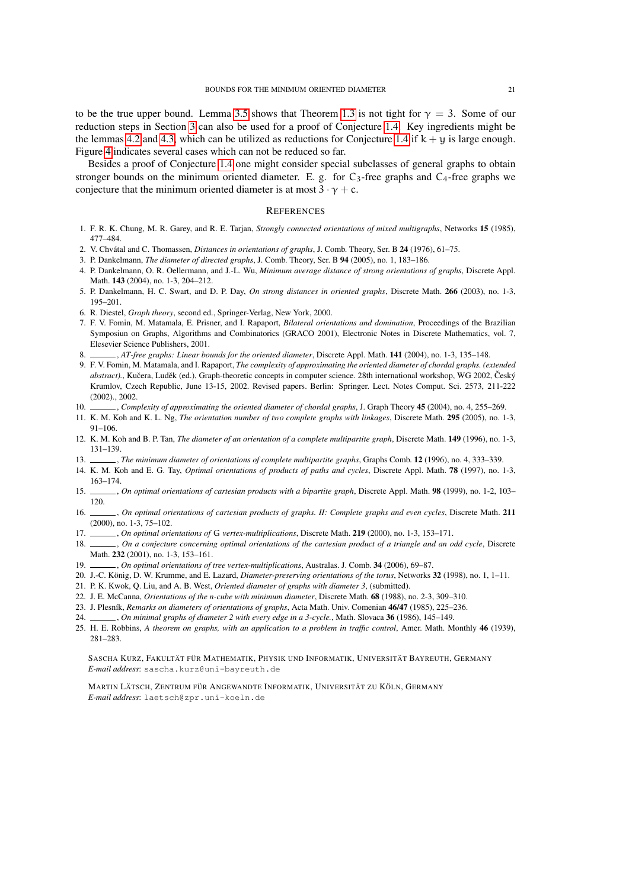to be the true upper bound. Lemma 3.5 shows that Theorem 1.3 is not tight for $\gamma = 3$. Some of our reduction steps in Section 3 can also be used for a proof of Conjecture 1.4. Key ingredients might be the lemmas 4.2 and 4.3, which can be utilized as reductions for Conjecture 1.4 if $k + y$ is large enough. Figure 4 indicates several cases which can not be reduced so far.

Besides a proof of Conjecture 1.4 one might consider special subclasses of general graphs to obtain stronger bounds on the minimum oriented diameter. E. g. for $C_3$-free graphs and $C_4$-free graphs we conjecture that the minimum oriented diameter is at most $3 \cdot \gamma + c$.

## References

1. F. R. K. Chung, M. R. Garey, and R. E. Tarjan, *Strongly connected orientations of mixed multigraphs*, Networks **15** (1985), 477–484.
2. V. Chvátal and C. Thomassen, *Distances in orientations of graphs*, J. Comb. Theory, Ser. B **24** (1976), 61–75.
3. P. Dankelmann, *The diameter of directed graphs*, J. Comb. Theory, Ser. B **94** (2005), no. 1, 183–186.
4. P. Dankelmann, O. R. Oellermann, and J.-L. Wu, *Minimum average distance of strong orientations of graphs*, Discrete Appl. Math. **143** (2004), no. 1-3, 204–212.
5. P. Dankelmann, H. C. Swart, and D. P. Day, *On strong distances in oriented graphs*, Discrete Math. **266** (2003), no. 1-3, 195–201.
6. R. Diestel, *Graph theory*, second ed., Springer-Verlag, New York, 2000.
7. F. V. Fomin, M. Matamala, E. Prisner, and I. Rapaport, *Bilateral orientations and domination*, Proceedings of the Brazilian Symposiun on Graphs, Algorithms and Combinatorics (GRACO 2001), Electronic Notes in Discrete Mathematics, vol. 7, Elesevier Science Publishers, 2001.
8. ______, *AT-free graphs: Linear bounds for the oriented diameter*, Discrete Appl. Math. **141** (2004), no. 1-3, 135–148.
9. F. V. Fomin, M. Matamala, and I. Rapaport, *The complexity of approximating the oriented diameter of chordal graphs. (extended abstract).*, Kučera, Luděk (ed.), Graph-theoretic concepts in computer science. 28th international workshop, WG 2002, Český Krumlov, Czech Republic, June 13-15, 2002. Revised papers. Berlin: Springer. Lect. Notes Comput. Sci. 2573, 211-222 (2002)., 2002.
10. ______, *Complexity of approximating the oriented diameter of chordal graphs*, J. Graph Theory **45** (2004), no. 4, 255–269.
11. K. M. Koh and K. L. Ng, *The orientation number of two complete graphs with linkages*, Discrete Math. **295** (2005), no. 1-3, 91–106.
12. K. M. Koh and B. P. Tan, *The diameter of an orientation of a complete multipartite graph*, Discrete Math. **149** (1996), no. 1-3, 131–139.
13. ______, *The minimum diameter of orientations of complete multipartite graphs*, Graphs Comb. **12** (1996), no. 4, 333–339.
14. K. M. Koh and E. G. Tay, *Optimal orientations of products of paths and cycles*, Discrete Appl. Math. **78** (1997), no. 1-3, 163–174.
15. ______, *On optimal orientations of cartesian products with a bipartite graph*, Discrete Appl. Math. **98** (1999), no. 1-2, 103–120.
16. ______, *On optimal orientations of cartesian products of graphs. II: Complete graphs and even cycles*, Discrete Math. **211** (2000), no. 1-3, 75–102.
17. ______, *On optimal orientations of G vertex-multiplications*, Discrete Math. **219** (2000), no. 1-3, 153–171.
18. ______, *On a conjecture concerning optimal orientations of the cartesian product of a triangle and an odd cycle*, Discrete Math. **232** (2001), no. 1-3, 153–161.
19. ______, *On optimal orientations of tree vertex-multiplications*, Australas. J. Comb. **34** (2006), 69–87.
20. J.-C. König, D. W. Krumme, and E. Lazard, *Diameter-preserving orientations of the torus*, Networks **32** (1998), no. 1, 1–11.
21. P. K. Kwok, Q. Liu, and A. B. West, *Oriented diameter of graphs with diameter 3*, (submitted).
22. J. E. McCanna, *Orientations of the n-cube with minimum diameter*, Discrete Math. **68** (1988), no. 2-3, 309–310.
23. J. Plesník, *Remarks on diameters of orientations of graphs*, Acta Math. Univ. Comenian **46/47** (1985), 225–236.
24. ______, *On minimal graphs of diameter 2 with every edge in a 3-cycle.*, Math. Slovaca **36** (1986), 145–149.
25. H. E. Robbins, *A theorem on graphs, with an application to a problem in traffic control*, Amer. Math. Monthly **46** (1939), 281–283.

Sascha Kurz, Fakultät für Mathematik, Physik und Informatik, Universität Bayreuth, Germany
*E-mail address*: sascha.kurz@uni-bayreuth.de

Martin Lätsch, Zentrum für Angewandte Informatik, Universität zu Köln, Germany
*E-mail address*: laetsch@zpr.uni-koeln.de